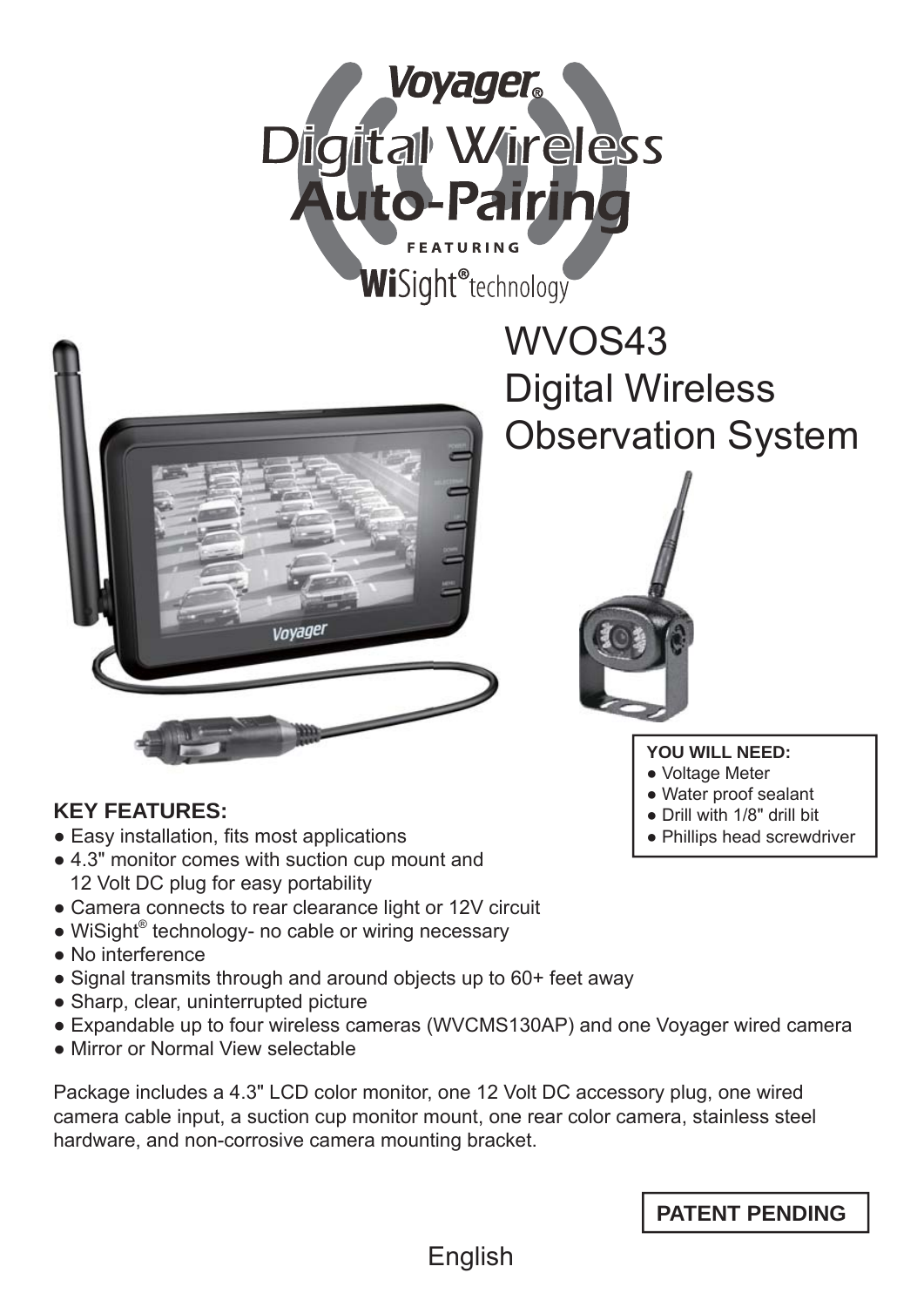Voyager®

# Digital Wireless Auto-Pairing

FEATURING

WiSight® technology

# WVOS43 Digital Wireless Observation System

**YOU WILL NEED:**

- Voltage Meter
- Water proof sealant
- Drill with 1/8" drill bit
- Phillips head screwdriver

**KEY FEATURES:**

- Easy installation, fits most applications
- 4.3" monitor comes with suction cup mount and 12 Volt DC plug for easy portability
- Camera connects to rear clearance light or 12V circuit
- WiSight® technology- no cable or wiring necessary
- No interference
- Signal transmits through and around objects up to 60+ feet away
- Sharp, clear, uninterrupted picture
- Expandable up to four wireless cameras (WVCMS130AP) and one Voyager wired camera
- Mirror or Normal View selectable

Package includes a 4.3" LCD color monitor, one 12 Volt DC accessory plug, one wired camera cable input, a suction cup monitor mount, one rear color camera, stainless steel hardware, and non-corrosive camera mounting bracket.

**PATENT PENDING**

English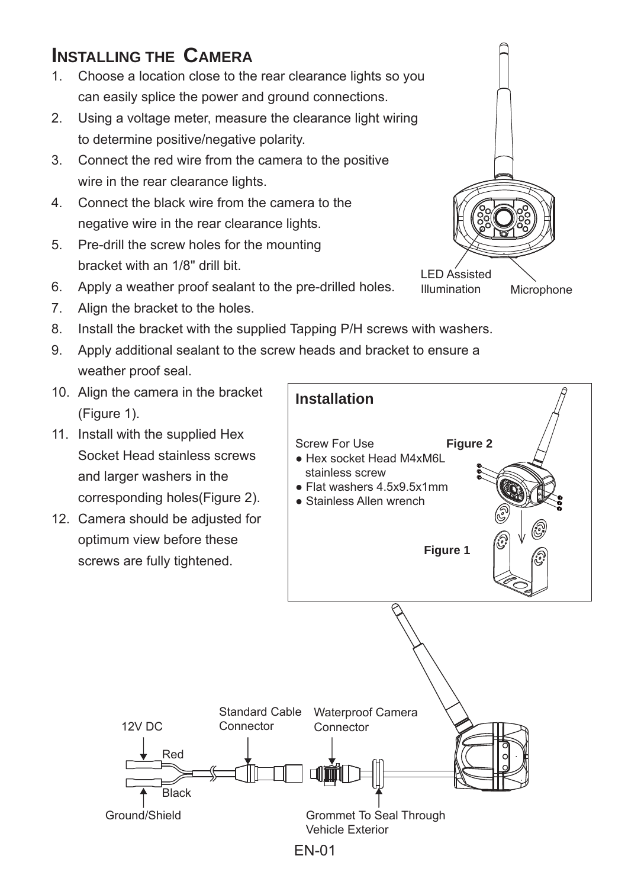# Installing the Camera

1. Choose a location close to the rear clearance lights so you can easily splice the power and ground connections.
2. Using a voltage meter, measure the clearance light wiring to determine positive/negative polarity.
3. Connect the red wire from the camera to the positive wire in the rear clearance lights.
4. Connect the black wire from the camera to the negative wire in the rear clearance lights.
5. Pre-drill the screw holes for the mounting bracket with an 1/8" drill bit.
6. Apply a weather proof sealant to the pre-drilled holes.
7. Align the bracket to the holes.
8. Install the bracket with the supplied Tapping P/H screws with washers.
9. Apply additional sealant to the screw heads and bracket to ensure a weather proof seal.
10. Align the camera in the bracket (Figure 1).
11. Install with the supplied Hex Socket Head stainless screws and larger washers in the corresponding holes(Figure 2).
12. Camera should be adjusted for optimum view before these screws are fully tightened.

LED Assisted Illumination

Microphone

**Installation**

Screw For Use

- Hex socket Head M4xM6L stainless screw
- Flat washers 4.5x9.5x1mm
- Stainless Allen wrench

**Figure 2**

**Figure 1**

12V DC

Red

Black

Ground/Shield

Standard Cable Connector

Waterproof Camera Connector

Grommet To Seal Through Vehicle Exterior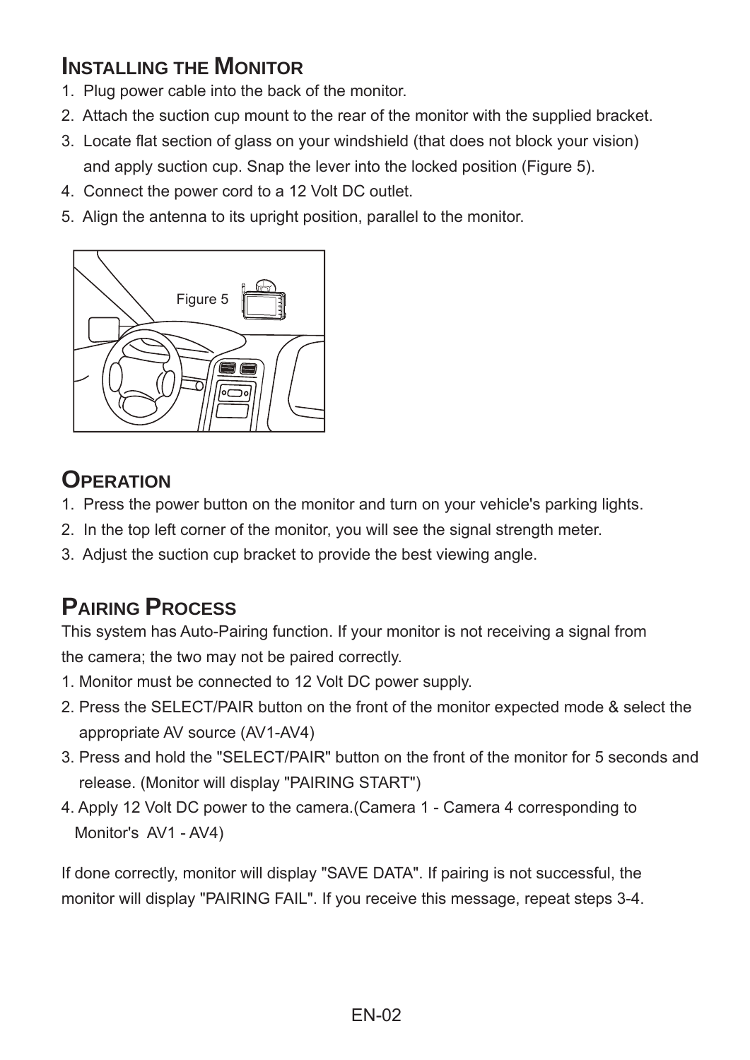## Installing the Monitor

1. Plug power cable into the back of the monitor.
2. Attach the suction cup mount to the rear of the monitor with the supplied bracket.
3. Locate flat section of glass on your windshield (that does not block your vision) and apply suction cup. Snap the lever into the locked position (Figure 5).
4. Connect the power cord to a 12 Volt DC outlet.
5. Align the antenna to its upright position, parallel to the monitor.

Figure 5

## Operation

1. Press the power button on the monitor and turn on your vehicle's parking lights.
2. In the top left corner of the monitor, you will see the signal strength meter.
3. Adjust the suction cup bracket to provide the best viewing angle.

## Pairing Process

This system has Auto-Pairing function. If your monitor is not receiving a signal from the camera; the two may not be paired correctly.

1. Monitor must be connected to 12 Volt DC power supply.
2. Press the SELECT/PAIR button on the front of the monitor expected mode & select the appropriate AV source (AV1-AV4)
3. Press and hold the "SELECT/PAIR" button on the front of the monitor for 5 seconds and release. (Monitor will display "PAIRING START")
4. Apply 12 Volt DC power to the camera.(Camera 1 - Camera 4 corresponding to Monitor's AV1 - AV4)

If done correctly, monitor will display "SAVE DATA". If pairing is not successful, the monitor will display "PAIRING FAIL". If you receive this message, repeat steps 3-4.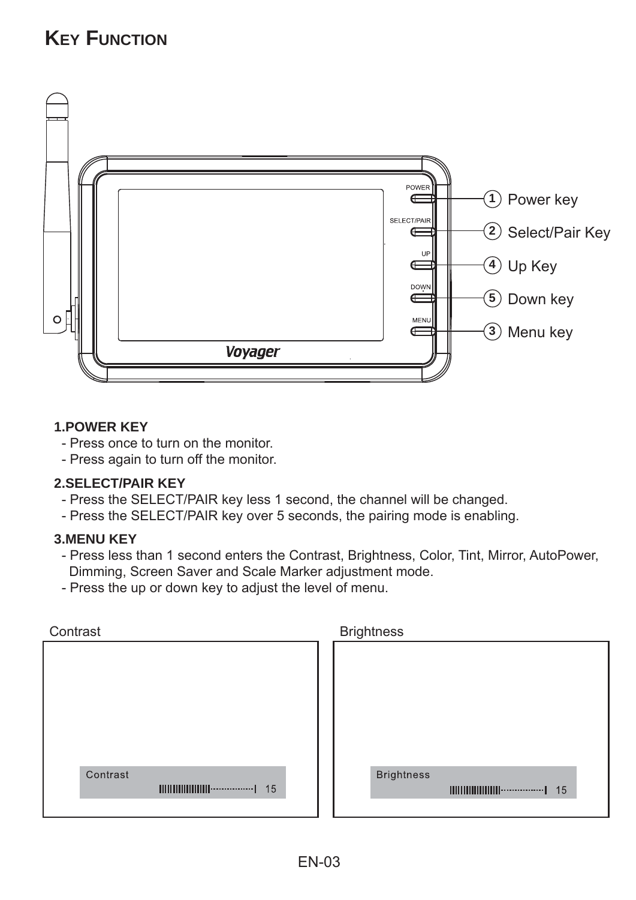# Key Function

1 Power key
2 Select/Pair Key
4 Up Key
5 Down key
3 Menu key

**1.POWER KEY**

- Press once to turn on the monitor.
- Press again to turn off the monitor.

**2.SELECT/PAIR KEY**

- Press the SELECT/PAIR key less 1 second, the channel will be changed.
- Press the SELECT/PAIR key over 5 seconds, the pairing mode is enabling.

**3.MENU KEY**

- Press less than 1 second enters the Contrast, Brightness, Color, Tint, Mirror, AutoPower, Dimming, Screen Saver and Scale Marker adjustment mode.
- Press the up or down key to adjust the level of menu.

Contrast

Contrast 15

Brightness

Brightness 15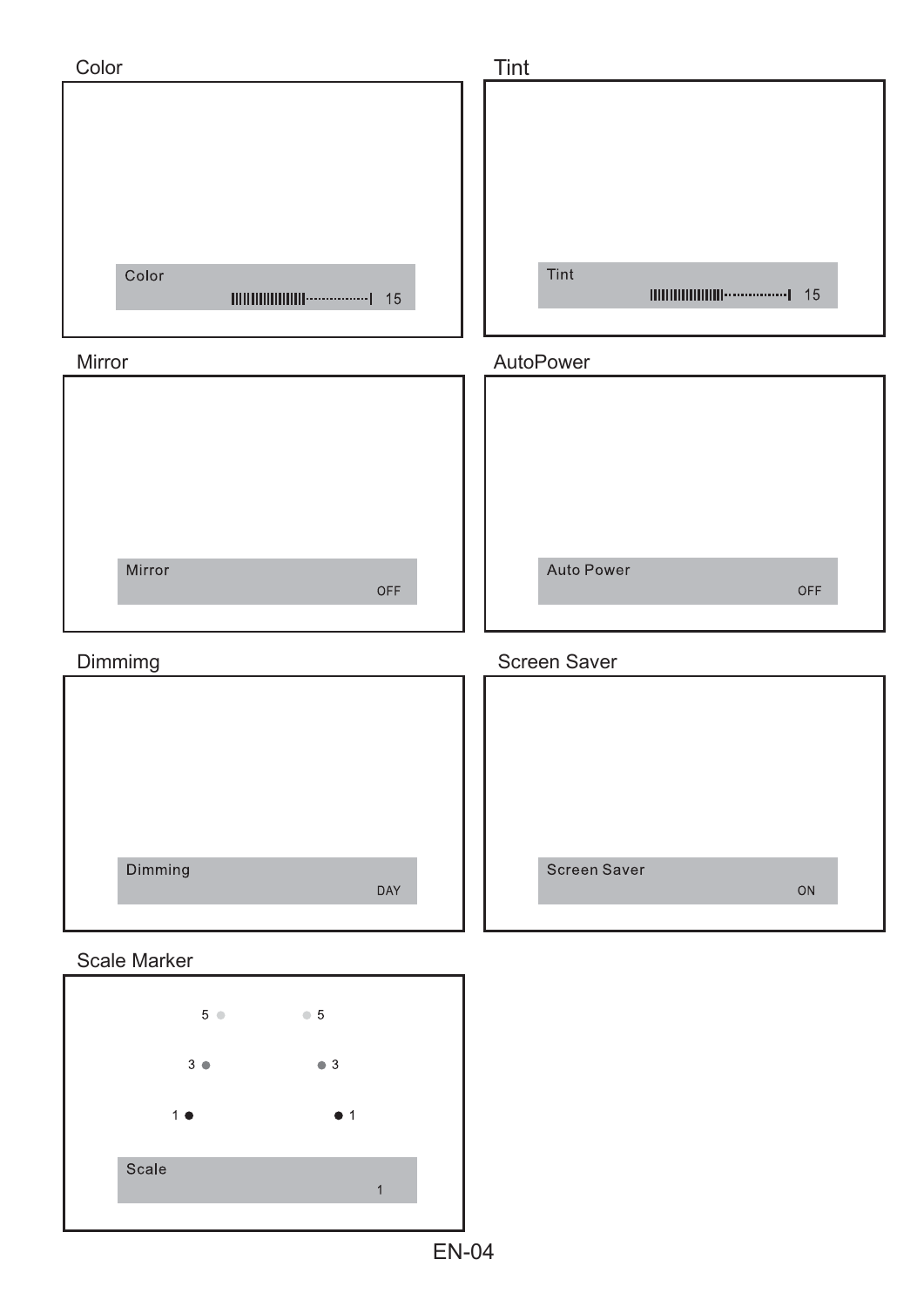## Color

Color
15

## Tint

Tint
15

## Mirror

Mirror
OFF

## AutoPower

Auto Power
OFF

## Dimmimg

Dimming
DAY

## Screen Saver

Screen Saver
ON

## Scale Marker

5 5

3 3

1 1

Scale
1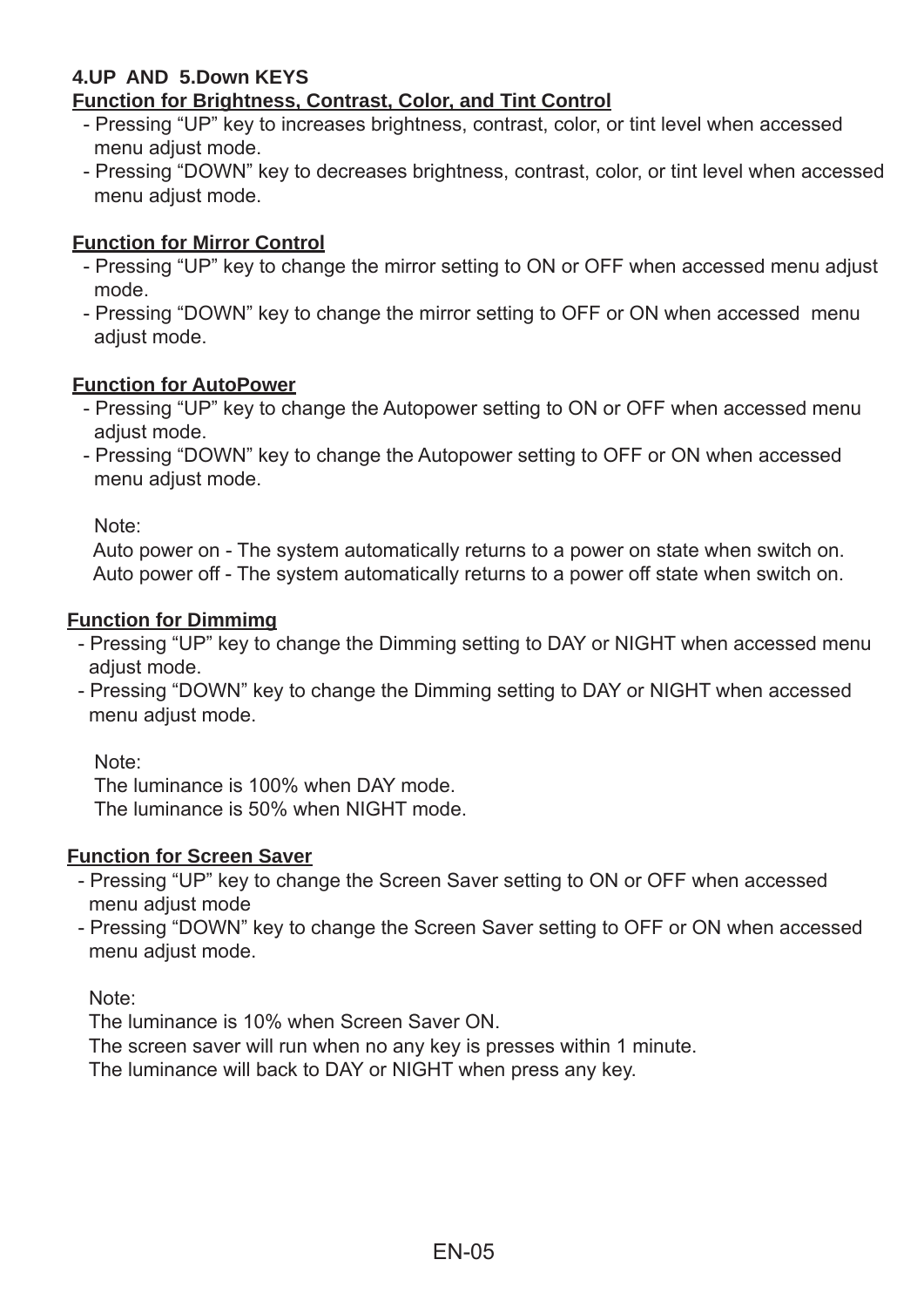**4.UP AND 5.Down KEYS**

**Function for Brightness, Contrast, Color, and Tint Control**

- Pressing “UP” key to increases brightness, contrast, color, or tint level when accessed menu adjust mode.
- Pressing “DOWN” key to decreases brightness, contrast, color, or tint level when accessed menu adjust mode.

**Function for Mirror Control**

- Pressing “UP” key to change the mirror setting to ON or OFF when accessed menu adjust mode.
- Pressing “DOWN” key to change the mirror setting to OFF or ON when accessed menu adjust mode.

**Function for AutoPower**

- Pressing “UP” key to change the Autopower setting to ON or OFF when accessed menu adjust mode.
- Pressing “DOWN” key to change the Autopower setting to OFF or ON when accessed menu adjust mode.

Note:
Auto power on - The system automatically returns to a power on state when switch on.
Auto power off - The system automatically returns to a power off state when switch on.

**Function for Dimmimg**

- Pressing “UP” key to change the Dimming setting to DAY or NIGHT when accessed menu adjust mode.
- Pressing “DOWN” key to change the Dimming setting to DAY or NIGHT when accessed menu adjust mode.

Note:
The luminance is 100% when DAY mode.
The luminance is 50% when NIGHT mode.

**Function for Screen Saver**

- Pressing “UP” key to change the Screen Saver setting to ON or OFF when accessed menu adjust mode
- Pressing “DOWN” key to change the Screen Saver setting to OFF or ON when accessed menu adjust mode.

Note:
The luminance is 10% when Screen Saver ON.
The screen saver will run when no any key is presses within 1 minute.
The luminance will back to DAY or NIGHT when press any key.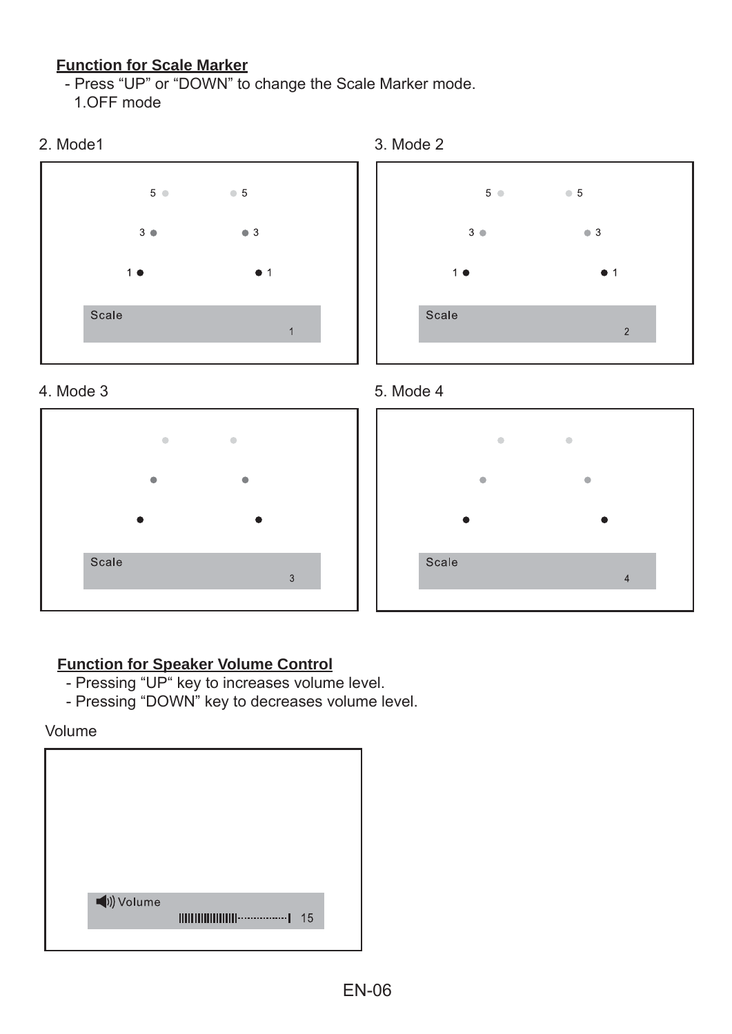**Function for Scale Marker**

- Press “UP” or “DOWN” to change the Scale Marker mode.

1.OFF mode

2. Mode1

5 5

3 3

1 1

Scale

1

3. Mode 2

5 5

3 3

1 1

Scale

2

4. Mode 3

Scale

3

5. Mode 4

Scale

4

**Function for Speaker Volume Control**

- Pressing “UP“ key to increases volume level.
- Pressing “DOWN” key to decreases volume level.

Volume

Volume

15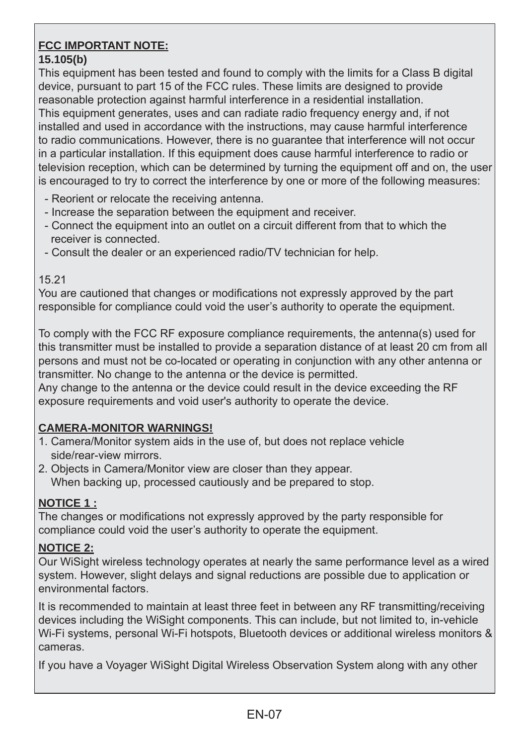**FCC IMPORTANT NOTE:**

**15.105(b)**

This equipment has been tested and found to comply with the limits for a Class B digital device, pursuant to part 15 of the FCC rules. These limits are designed to provide reasonable protection against harmful interference in a residential installation.
This equipment generates, uses and can radiate radio frequency energy and, if not installed and used in accordance with the instructions, may cause harmful interference to radio communications. However, there is no guarantee that interference will not occur in a particular installation. If this equipment does cause harmful interference to radio or television reception, which can be determined by turning the equipment off and on, the user is encouraged to try to correct the interference by one or more of the following measures:

- Reorient or relocate the receiving antenna.
- Increase the separation between the equipment and receiver.
- Connect the equipment into an outlet on a circuit different from that to which the receiver is connected.
- Consult the dealer or an experienced radio/TV technician for help.

15.21

You are cautioned that changes or modifications not expressly approved by the part responsible for compliance could void the user's authority to operate the equipment.

To comply with the FCC RF exposure compliance requirements, the antenna(s) used for this transmitter must be installed to provide a separation distance of at least 20 cm from all persons and must not be co-located or operating in conjunction with any other antenna or transmitter. No change to the antenna or the device is permitted.
Any change to the antenna or the device could result in the device exceeding the RF exposure requirements and void user's authority to operate the device.

**CAMERA-MONITOR WARNINGS!**

1. Camera/Monitor system aids in the use of, but does not replace vehicle side/rear-view mirrors.
2. Objects in Camera/Monitor view are closer than they appear. When backing up, processed cautiously and be prepared to stop.

**NOTICE 1 :**

The changes or modifications not expressly approved by the party responsible for compliance could void the user's authority to operate the equipment.

**NOTICE 2:**

Our WiSight wireless technology operates at nearly the same performance level as a wired system. However, slight delays and signal reductions are possible due to application or environmental factors.

It is recommended to maintain at least three feet in between any RF transmitting/receiving devices including the WiSight components. This can include, but not limited to, in-vehicle Wi-Fi systems, personal Wi-Fi hotspots, Bluetooth devices or additional wireless monitors & cameras.

If you have a Voyager WiSight Digital Wireless Observation System along with any other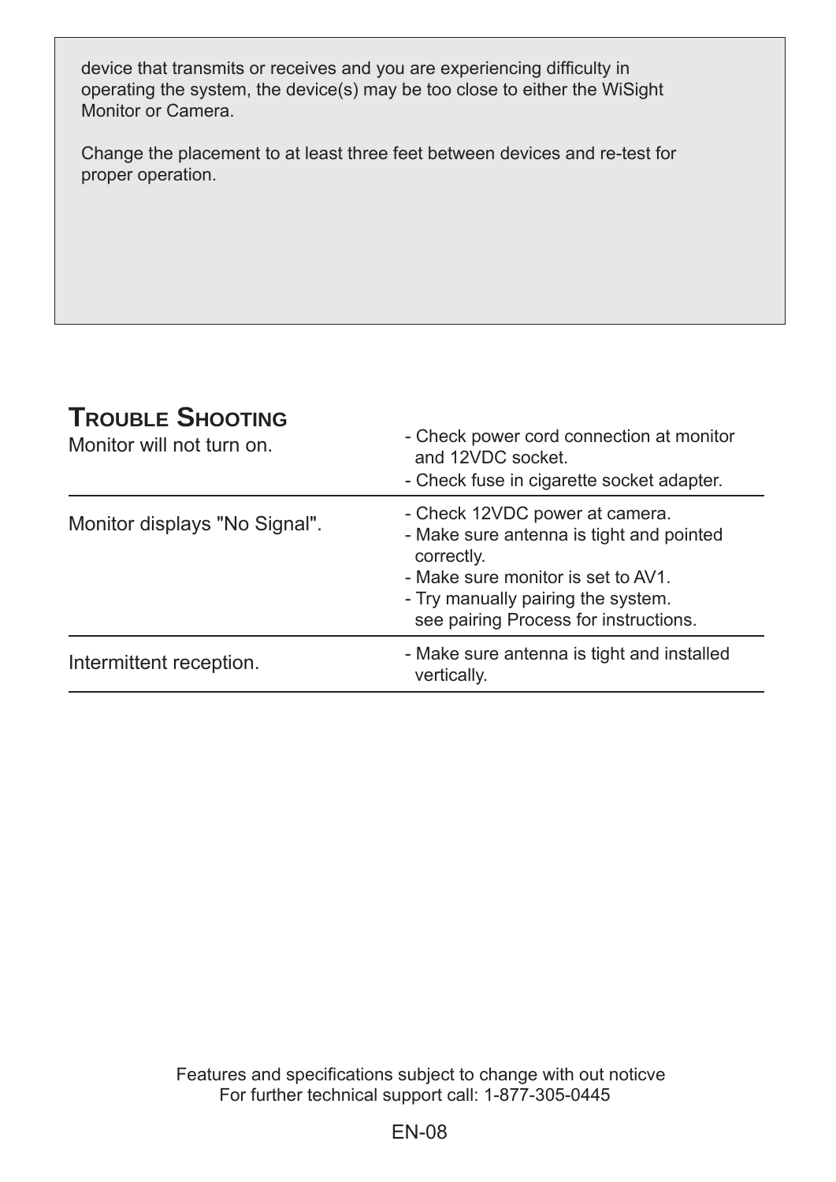device that transmits or receives and you are experiencing difficulty in operating the system, the device(s) may be too close to either the WiSight Monitor or Camera.

Change the placement to at least three feet between devices and re-test for proper operation.

## Trouble Shooting

| | |
|---|---|
| Monitor will not turn on. | - Check power cord connection at monitor and 12VDC socket.<br>- Check fuse in cigarette socket adapter. |
| Monitor displays "No Signal". | - Check 12VDC power at camera.<br>- Make sure antenna is tight and pointed correctly.<br>- Make sure monitor is set to AV1.<br>- Try manually pairing the system. see pairing Process for instructions. |
| Intermittent reception. | - Make sure antenna is tight and installed vertically. |

Features and specifications subject to change with out noticve
For further technical support call: 1-877-305-0445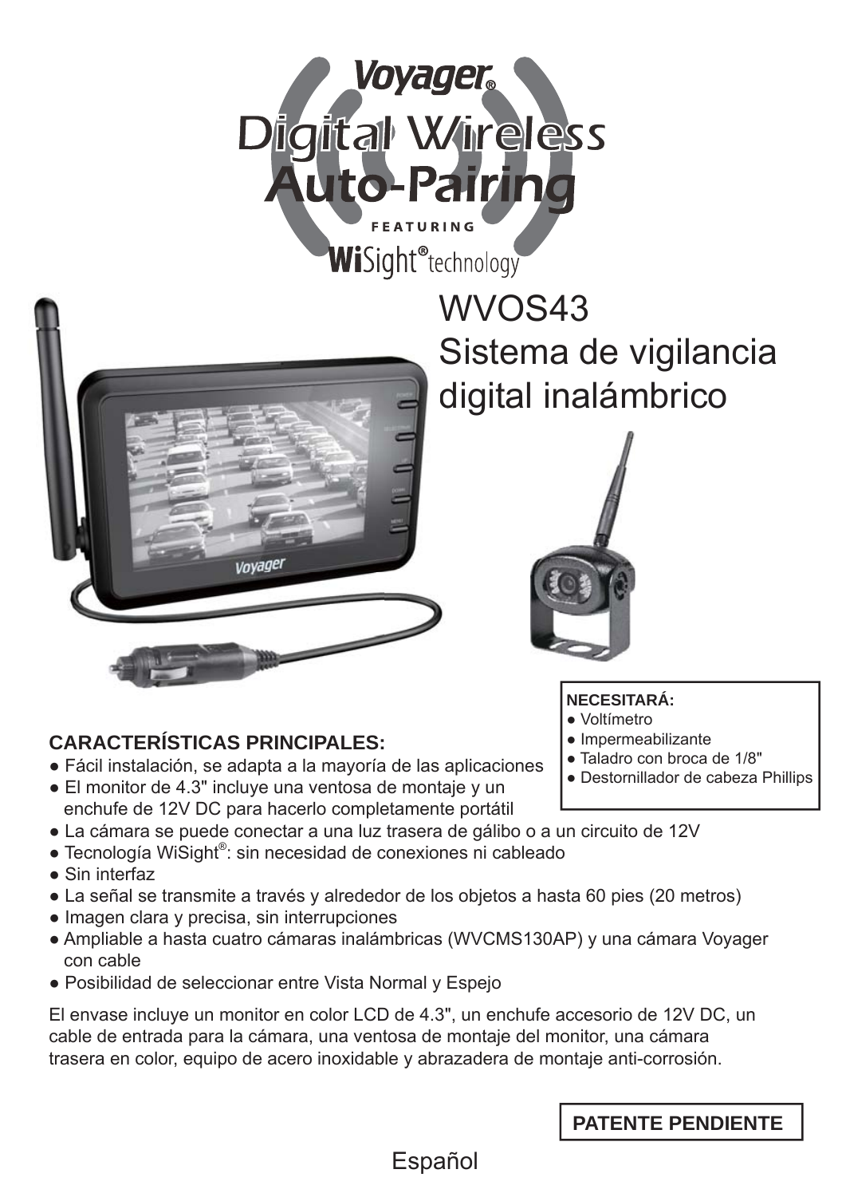# Voyager®

# Digital Wireless Auto-Pairing

FEATURING

**Wi**Sight® technology

## WVOS43 Sistema de vigilancia digital inalámbrico

**NECESITARÁ:**

- Voltímetro
- Impermeabilizante
- Taladro con broca de 1/8"
- Destornillador de cabeza Phillips

### CARACTERÍSTICAS PRINCIPALES:

- Fácil instalación, se adapta a la mayoría de las aplicaciones
- El monitor de 4.3" incluye una ventosa de montaje y un enchufe de 12V DC para hacerlo completamente portátil
- La cámara se puede conectar a una luz trasera de gálibo o a un circuito de 12V
- Tecnología WiSight®: sin necesidad de conexiones ni cableado
- Sin interfaz
- La señal se transmite a través y alrededor de los objetos a hasta 60 pies (20 metros)
- Imagen clara y precisa, sin interrupciones
- Ampliable a hasta cuatro cámaras inalámbricas (WVCMS130AP) y una cámara Voyager con cable
- Posibilidad de seleccionar entre Vista Normal y Espejo

El envase incluye un monitor en color LCD de 4.3", un enchufe accesorio de 12V DC, un cable de entrada para la cámara, una ventosa de montaje del monitor, una cámara trasera en color, equipo de acero inoxidable y abrazadera de montaje anti-corrosión.

**PATENTE PENDIENTE**

Español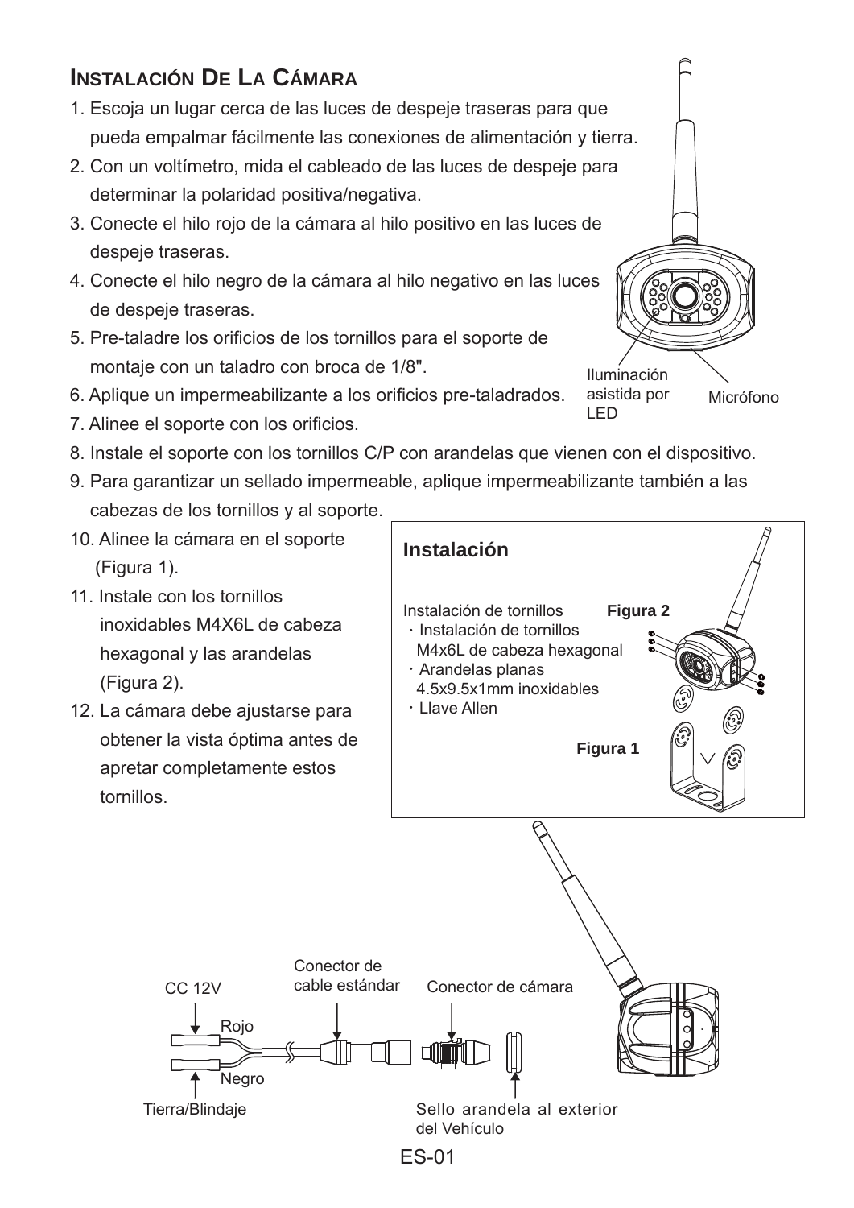## Instalación De La Cámara

1. Escoja un lugar cerca de las luces de despeje traseras para que pueda empalmar fácilmente las conexiones de alimentación y tierra.
2. Con un voltímetro, mida el cableado de las luces de despeje para determinar la polaridad positiva/negativa.
3. Conecte el hilo rojo de la cámara al hilo positivo en las luces de despeje traseras.
4. Conecte el hilo negro de la cámara al hilo negativo en las luces de despeje traseras.
5. Pre-taladre los orificios de los tornillos para el soporte de montaje con un taladro con broca de 1/8".
6. Aplique un impermeabilizante a los orificios pre-taladrados.
7. Alinee el soporte con los orificios.
8. Instale el soporte con los tornillos C/P con arandelas que vienen con el dispositivo.
9. Para garantizar un sellado impermeable, aplique impermeabilizante también a las cabezas de los tornillos y al soporte.
10. Alinee la cámara en el soporte (Figura 1).
11. Instale con los tornillos inoxidables M4X6L de cabeza hexagonal y las arandelas (Figura 2).
12. La cámara debe ajustarse para obtener la vista óptima antes de apretar completamente estos tornillos.

Iluminación asistida por LED

Micrófono

**Instalación**

Instalación de tornillos

- Instalación de tornillos M4x6L de cabeza hexagonal
- Arandelas planas 4.5x9.5x1mm inoxidables
- Llave Allen

**Figura 2**

**Figura 1**

CC 12V

Rojo

Negro

Tierra/Blindaje

Conector de cable estándar

Conector de cámara

Sello arandela al exterior del Vehículo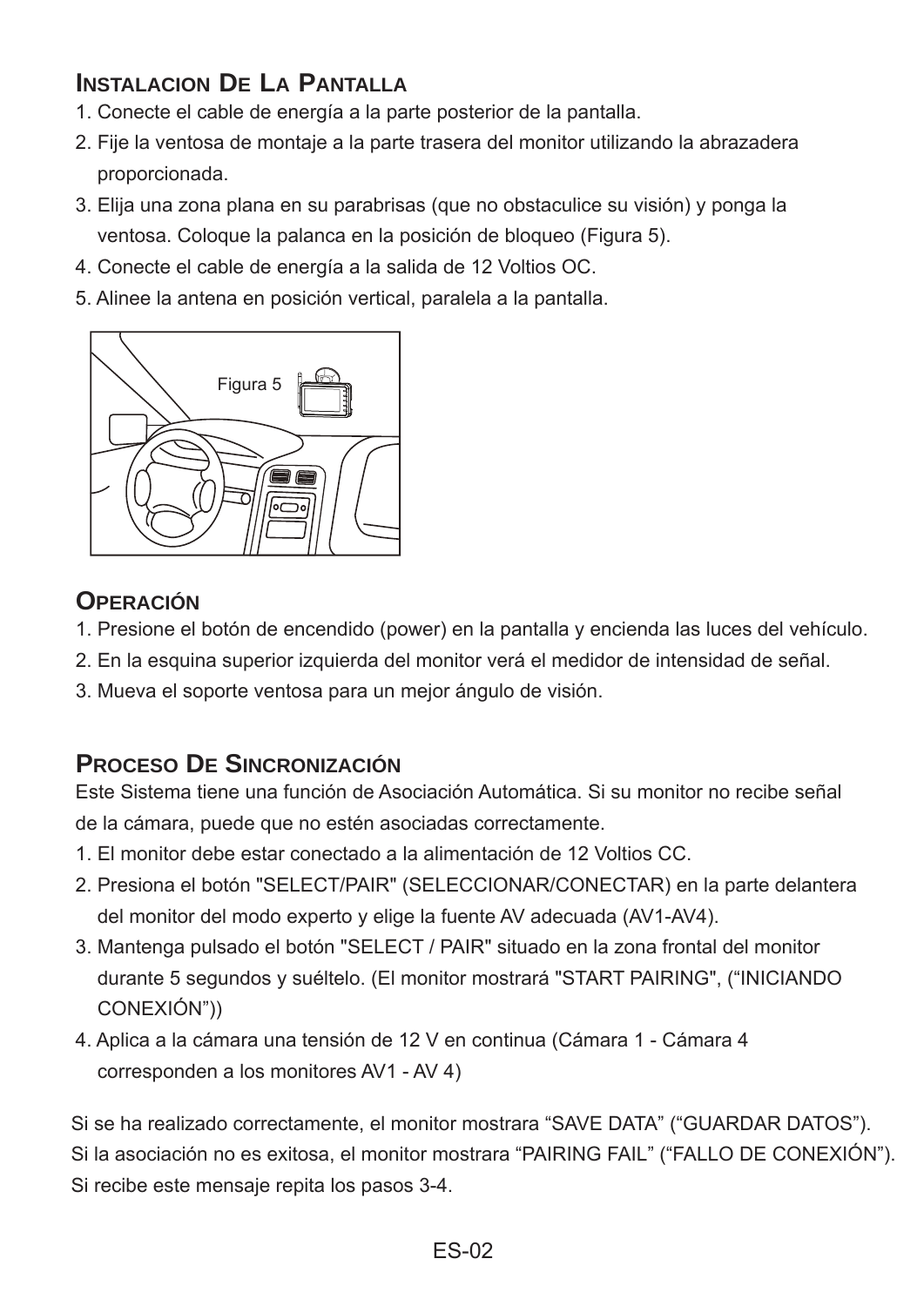## Instalacion De La Pantalla

1. Conecte el cable de energía a la parte posterior de la pantalla.
2. Fije la ventosa de montaje a la parte trasera del monitor utilizando la abrazadera proporcionada.
3. Elija una zona plana en su parabrisas (que no obstaculice su visión) y ponga la ventosa. Coloque la palanca en la posición de bloqueo (Figura 5).
4. Conecte el cable de energía a la salida de 12 Voltios OC.
5. Alinee la antena en posición vertical, paralela a la pantalla.

Figura 5

## Operación

1. Presione el botón de encendido (power) en la pantalla y encienda las luces del vehículo.
2. En la esquina superior izquierda del monitor verá el medidor de intensidad de señal.
3. Mueva el soporte ventosa para un mejor ángulo de visión.

## Proceso De Sincronización

Este Sistema tiene una función de Asociación Automática. Si su monitor no recibe señal de la cámara, puede que no estén asociadas correctamente.

1. El monitor debe estar conectado a la alimentación de 12 Voltios CC.
2. Presiona el botón "SELECT/PAIR" (SELECCIONAR/CONECTAR) en la parte delantera del monitor del modo experto y elige la fuente AV adecuada (AV1-AV4).
3. Mantenga pulsado el botón "SELECT / PAIR" situado en la zona frontal del monitor durante 5 segundos y suéltelo. (El monitor mostrará "START PAIRING", (“INICIANDO CONEXIÓN”))
4. Aplica a la cámara una tensión de 12 V en continua (Cámara 1 - Cámara 4 corresponden a los monitores AV1 - AV 4)

Si se ha realizado correctamente, el monitor mostrara “SAVE DATA” (“GUARDAR DATOS”).
Si la asociación no es exitosa, el monitor mostrara “PAIRING FAIL” (“FALLO DE CONEXIÓN”).
Si recibe este mensaje repita los pasos 3-4.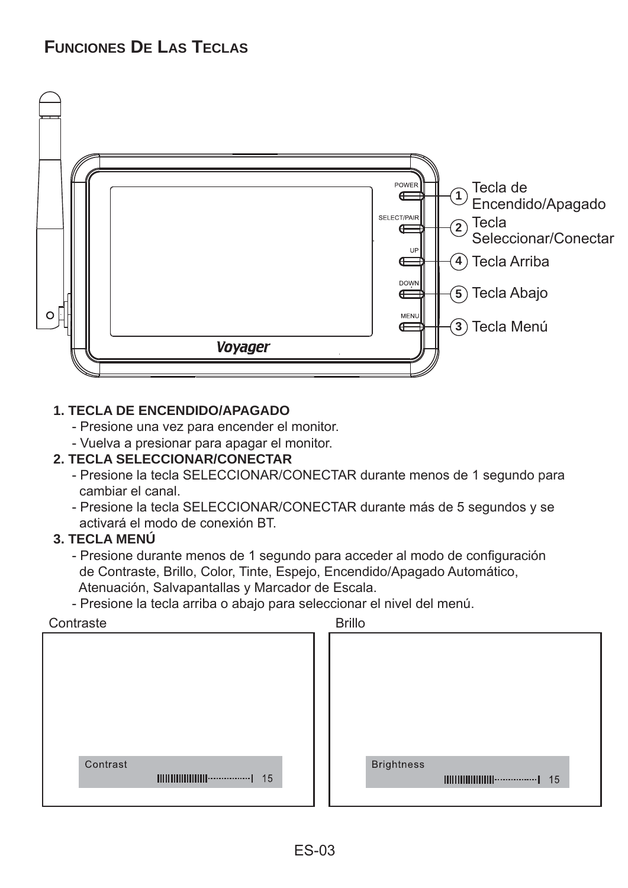## Funciones De Las Teclas

1. Tecla de Encendido/Apagado
2. Tecla Seleccionar/Conectar
4. Tecla Arriba
5. Tecla Abajo
3. Tecla Menú

**1. TECLA DE ENCENDIDO/APAGADO**

- Presione una vez para encender el monitor.
- Vuelva a presionar para apagar el monitor.

**2. TECLA SELECCIONAR/CONECTAR**

- Presione la tecla SELECCIONAR/CONECTAR durante menos de 1 segundo para cambiar el canal.
- Presione la tecla SELECCIONAR/CONECTAR durante más de 5 segundos y se activará el modo de conexión BT.

**3. TECLA MENÚ**

- Presione durante menos de 1 segundo para acceder al modo de configuración de Contraste, Brillo, Color, Tinte, Espejo, Encendido/Apagado Automático, Atenuación, Salvapantallas y Marcador de Escala.
- Presione la tecla arriba o abajo para seleccionar el nivel del menú.

Contraste

Contrast 15

Brillo

Brightness 15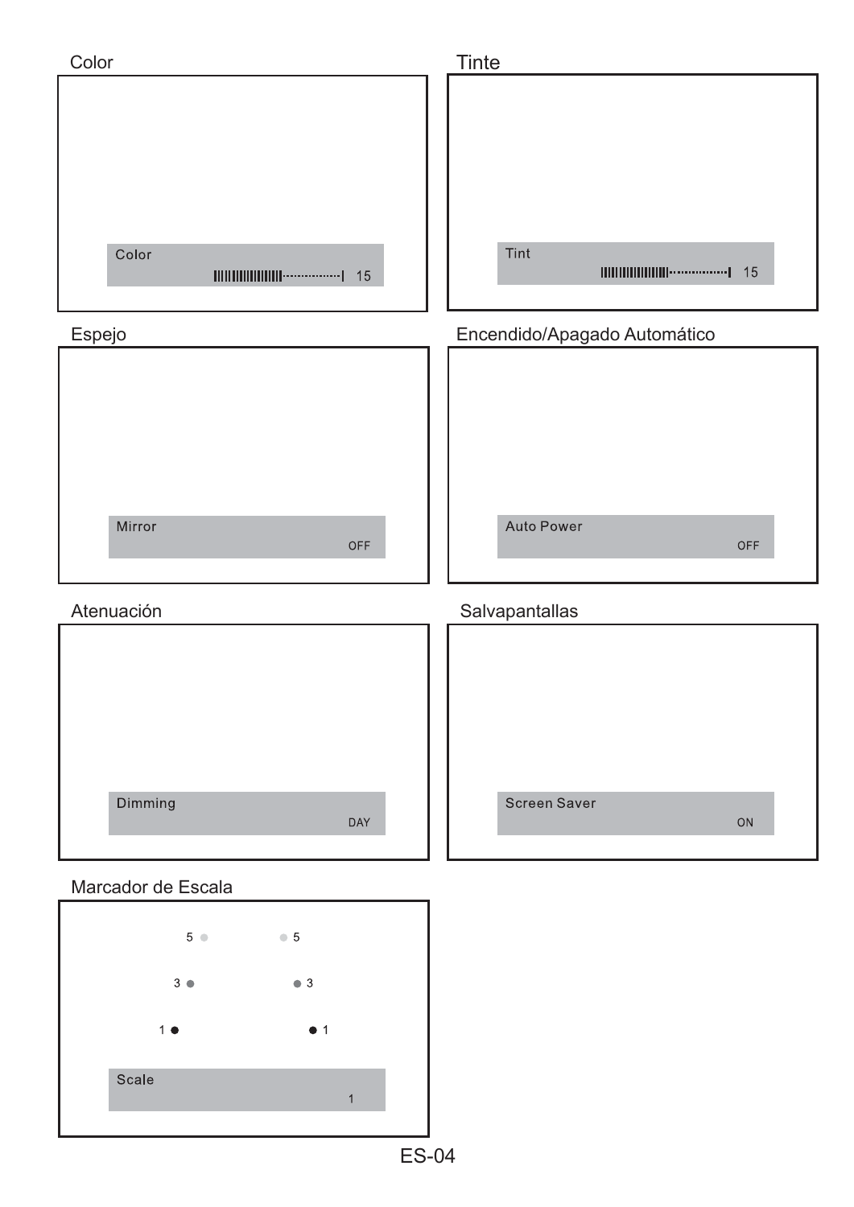## Color

Color
15

## Tinte

Tint
15

## Espejo

Mirror
OFF

## Encendido/Apagado Automático

Auto Power
OFF

## Atenuación

Dimming
DAY

## Salvapantallas

Screen Saver
ON

## Marcador de Escala

5 5

3 3

1 1

Scale
1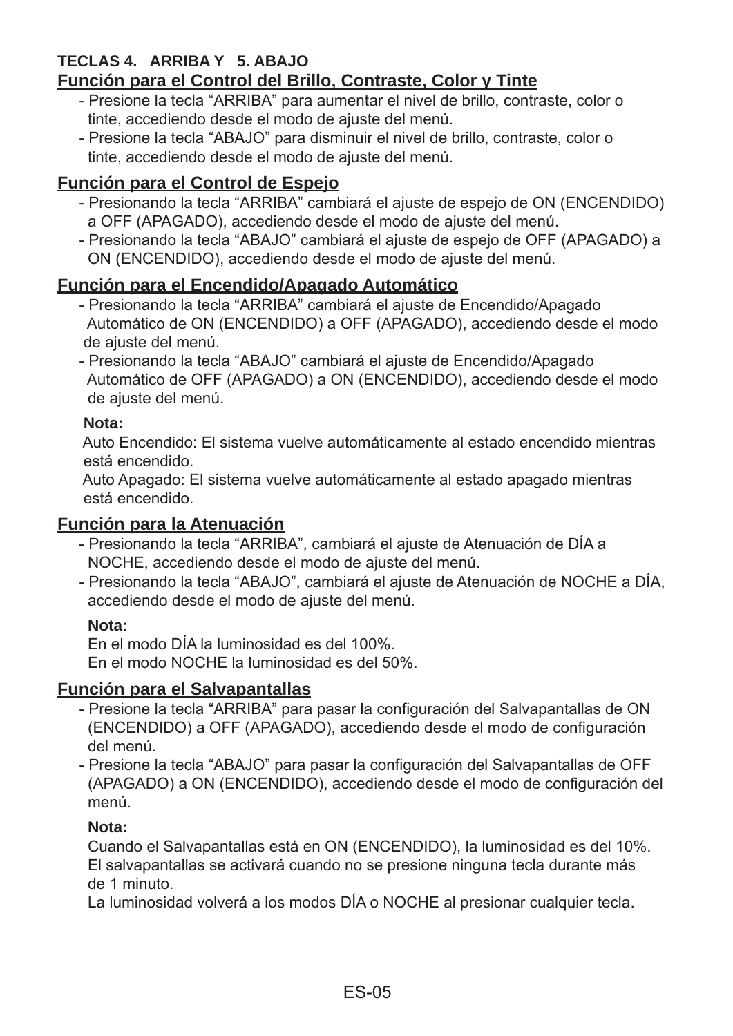**TECLAS 4. ARRIBA Y 5. ABAJO**

**Función para el Control del Brillo, Contraste, Color y Tinte**

- Presione la tecla “ARRIBA” para aumentar el nivel de brillo, contraste, color o tinte, accediendo desde el modo de ajuste del menú.
- Presione la tecla “ABAJO” para disminuir el nivel de brillo, contraste, color o tinte, accediendo desde el modo de ajuste del menú.

**Función para el Control de Espejo**

- Presionando la tecla “ARRIBA” cambiará el ajuste de espejo de ON (ENCENDIDO) a OFF (APAGADO), accediendo desde el modo de ajuste del menú.
- Presionando la tecla “ABAJO” cambiará el ajuste de espejo de OFF (APAGADO) a ON (ENCENDIDO), accediendo desde el modo de ajuste del menú.

**Función para el Encendido/Apagado Automático**

- Presionando la tecla “ARRIBA” cambiará el ajuste de Encendido/Apagado Automático de ON (ENCENDIDO) a OFF (APAGADO), accediendo desde el modo de ajuste del menú.
- Presionando la tecla “ABAJO” cambiará el ajuste de Encendido/Apagado Automático de OFF (APAGADO) a ON (ENCENDIDO), accediendo desde el modo de ajuste del menú.

**Nota:**

Auto Encendido: El sistema vuelve automáticamente al estado encendido mientras está encendido.

Auto Apagado: El sistema vuelve automáticamente al estado apagado mientras está encendido.

**Función para la Atenuación**

- Presionando la tecla “ARRIBA”, cambiará el ajuste de Atenuación de DÍA a NOCHE, accediendo desde el modo de ajuste del menú.
- Presionando la tecla “ABAJO”, cambiará el ajuste de Atenuación de NOCHE a DÍA, accediendo desde el modo de ajuste del menú.

**Nota:**

En el modo DÍA la luminosidad es del 100%.

En el modo NOCHE la luminosidad es del 50%.

**Función para el Salvapantallas**

- Presione la tecla “ARRIBA” para pasar la configuración del Salvapantallas de ON (ENCENDIDO) a OFF (APAGADO), accediendo desde el modo de configuración del menú.
- Presione la tecla “ABAJO” para pasar la configuración del Salvapantallas de OFF (APAGADO) a ON (ENCENDIDO), accediendo desde el modo de configuración del menú.

**Nota:**

Cuando el Salvapantallas está en ON (ENCENDIDO), la luminosidad es del 10%.

El salvapantallas se activará cuando no se presione ninguna tecla durante más de 1 minuto.

La luminosidad volverá a los modos DÍA o NOCHE al presionar cualquier tecla.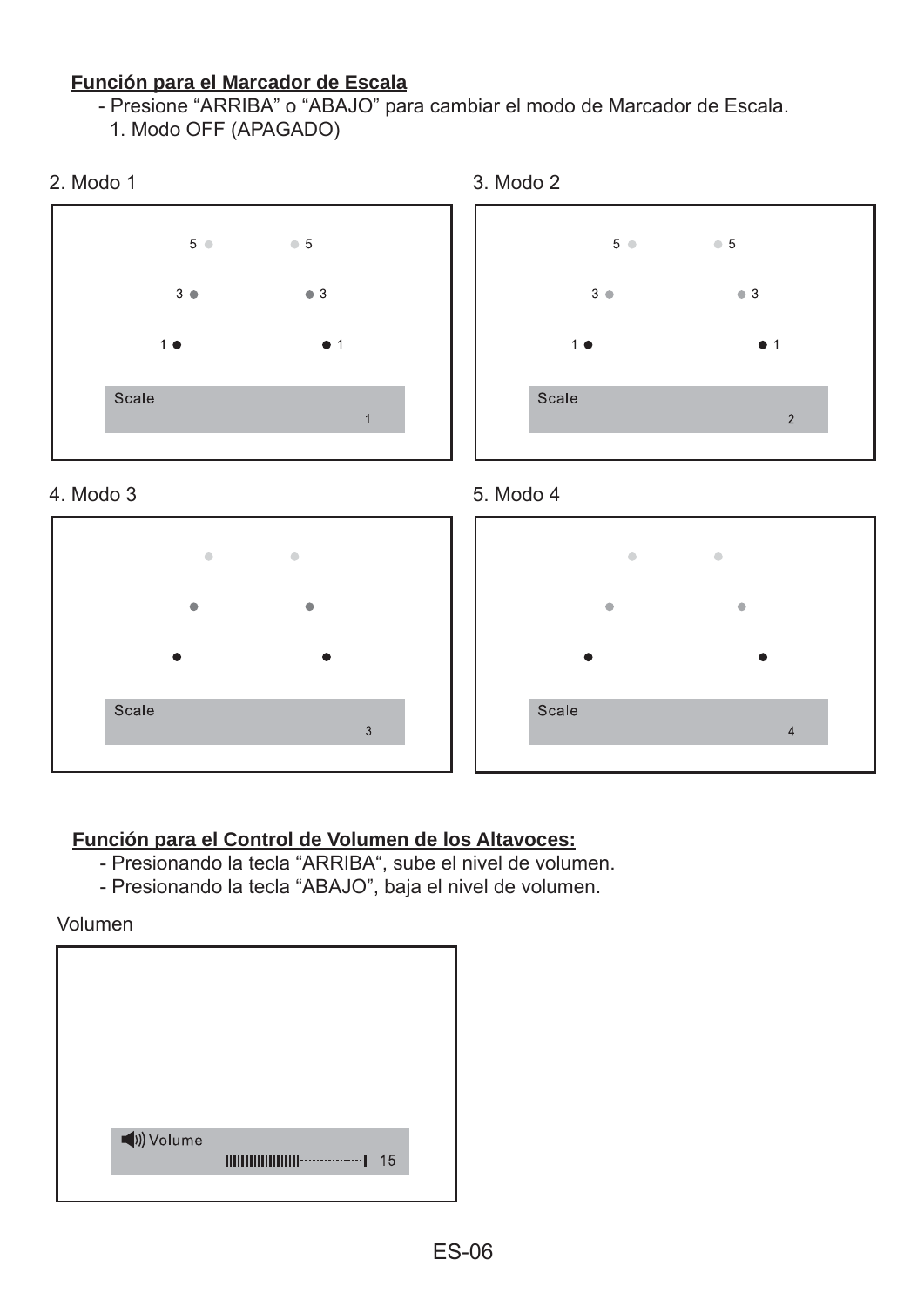**Función para el Marcador de Escala**

- Presione “ARRIBA” o “ABAJO” para cambiar el modo de Marcador de Escala.
  1. Modo OFF (APAGADO)

2. Modo 1

5 ● ● 5

3 ● ● 3

1 ● ● 1

Scale
1

3. Modo 2

5 ● ● 5

3 ● ● 3

1 ● ● 1

Scale
2

4. Modo 3

Scale
3

5. Modo 4

Scale
4

**Función para el Control de Volumen de los Altavoces:**

- Presionando la tecla “ARRIBA“, sube el nivel de volumen.
- Presionando la tecla “ABAJO”, baja el nivel de volumen.

Volumen

Volume
15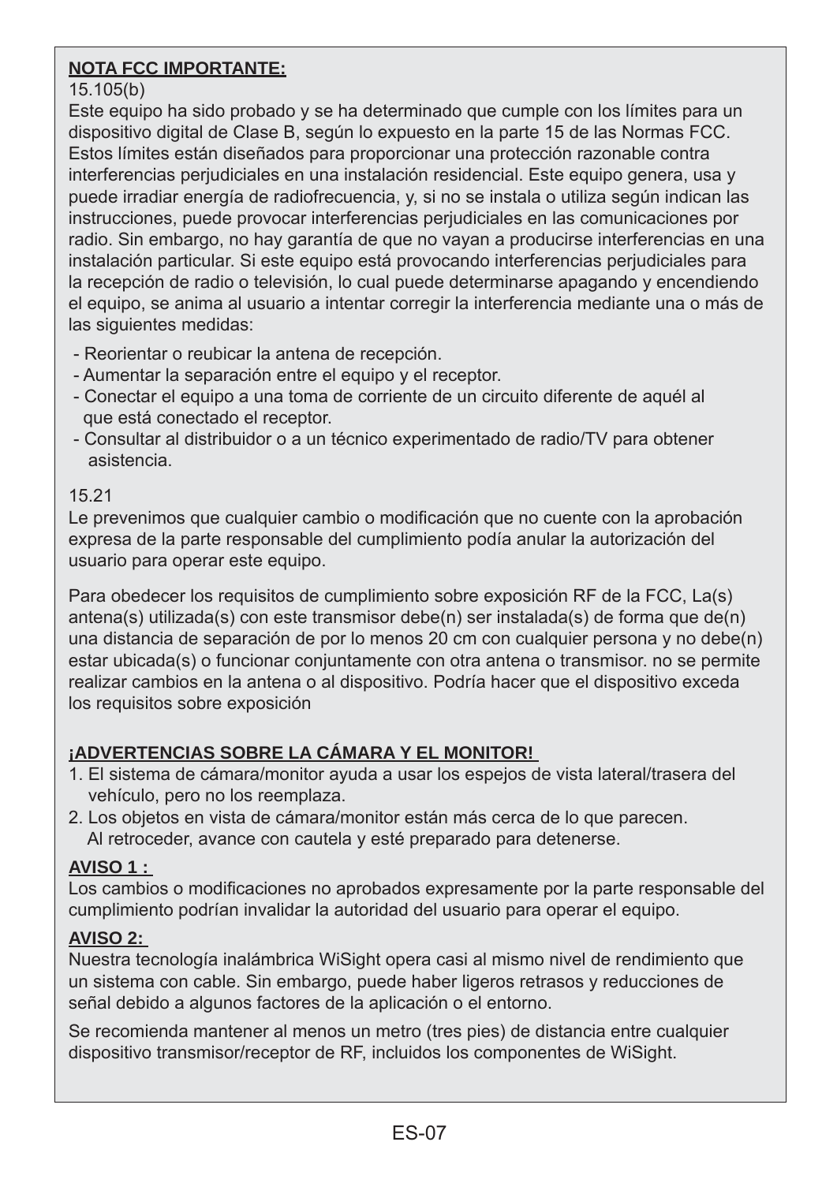**NOTA FCC IMPORTANTE:**

15.105(b)

Este equipo ha sido probado y se ha determinado que cumple con los límites para un dispositivo digital de Clase B, según lo expuesto en la parte 15 de las Normas FCC. Estos límites están diseñados para proporcionar una protección razonable contra interferencias perjudiciales en una instalación residencial. Este equipo genera, usa y puede irradiar energía de radiofrecuencia, y, si no se instala o utiliza según indican las instrucciones, puede provocar interferencias perjudiciales en las comunicaciones por radio. Sin embargo, no hay garantía de que no vayan a producirse interferencias en una instalación particular. Si este equipo está provocando interferencias perjudiciales para la recepción de radio o televisión, lo cual puede determinarse apagando y encendiendo el equipo, se anima al usuario a intentar corregir la interferencia mediante una o más de las siguientes medidas:

- Reorientar o reubicar la antena de recepción.
- Aumentar la separación entre el equipo y el receptor.
- Conectar el equipo a una toma de corriente de un circuito diferente de aquél al que está conectado el receptor.
- Consultar al distribuidor o a un técnico experimentado de radio/TV para obtener asistencia.

15.21

Le prevenimos que cualquier cambio o modificación que no cuente con la aprobación expresa de la parte responsable del cumplimiento podía anular la autorización del usuario para operar este equipo.

Para obedecer los requisitos de cumplimiento sobre exposición RF de la FCC, La(s) antena(s) utilizada(s) con este transmisor debe(n) ser instalada(s) de forma que de(n) una distancia de separación de por lo menos 20 cm con cualquier persona y no debe(n) estar ubicada(s) o funcionar conjuntamente con otra antena o transmisor. no se permite realizar cambios en la antena o al dispositivo. Podría hacer que el dispositivo exceda los requisitos sobre exposición

**¡ADVERTENCIAS SOBRE LA CÁMARA Y EL MONITOR!**

1. El sistema de cámara/monitor ayuda a usar los espejos de vista lateral/trasera del vehículo, pero no los reemplaza.
2. Los objetos en vista de cámara/monitor están más cerca de lo que parecen. Al retroceder, avance con cautela y esté preparado para detenerse.

**AVISO 1 :**

Los cambios o modificaciones no aprobados expresamente por la parte responsable del cumplimiento podrían invalidar la autoridad del usuario para operar el equipo.

**AVISO 2:**

Nuestra tecnología inalámbrica WiSight opera casi al mismo nivel de rendimiento que un sistema con cable. Sin embargo, puede haber ligeros retrasos y reducciones de señal debido a algunos factores de la aplicación o el entorno.

Se recomienda mantener al menos un metro (tres pies) de distancia entre cualquier dispositivo transmisor/receptor de RF, incluidos los componentes de WiSight.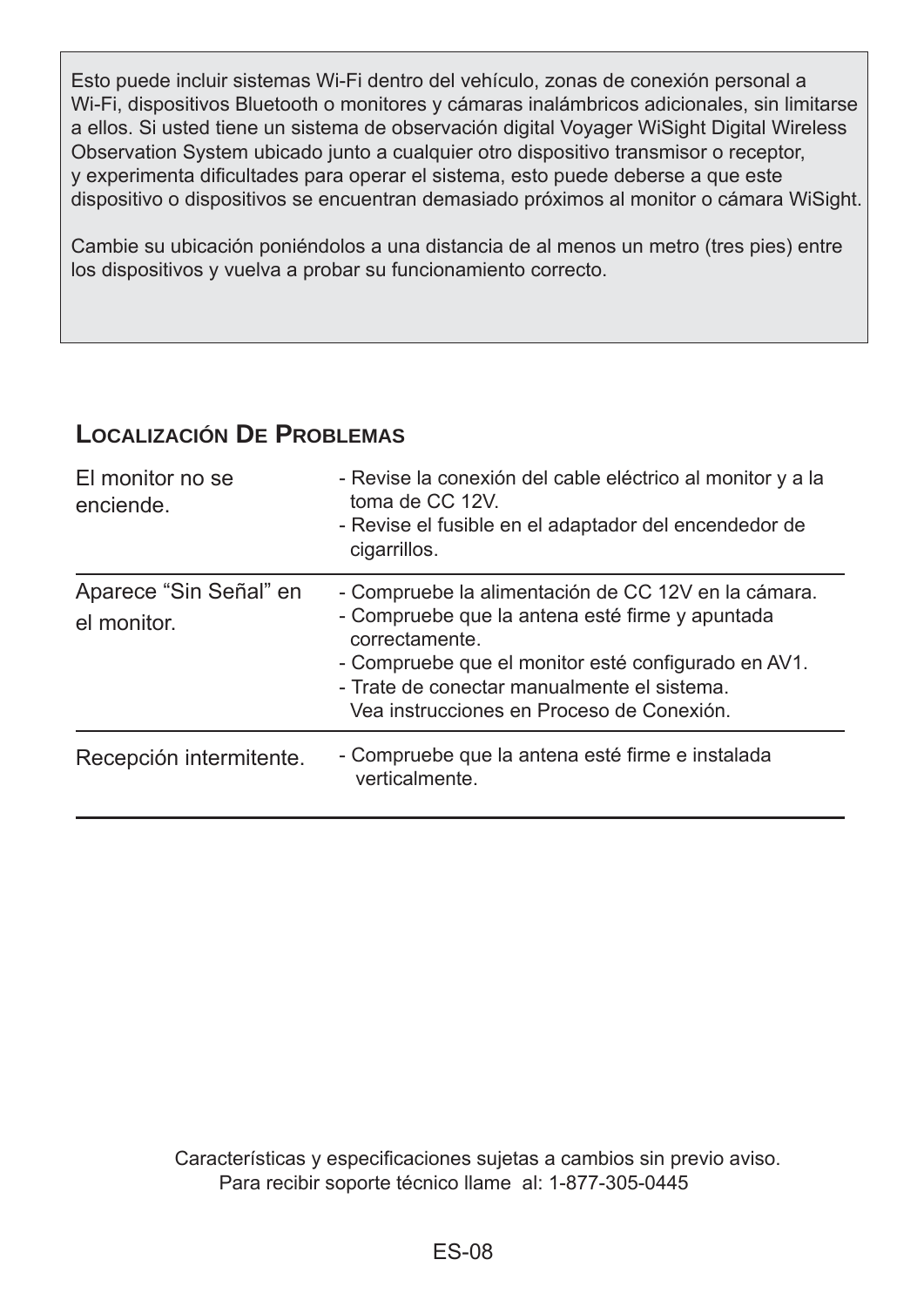Esto puede incluir sistemas Wi-Fi dentro del vehículo, zonas de conexión personal a Wi-Fi, dispositivos Bluetooth o monitores y cámaras inalámbricos adicionales, sin limitarse a ellos. Si usted tiene un sistema de observación digital Voyager WiSight Digital Wireless Observation System ubicado junto a cualquier otro dispositivo transmisor o receptor, y experimenta dificultades para operar el sistema, esto puede deberse a que este dispositivo o dispositivos se encuentran demasiado próximos al monitor o cámara WiSight.

Cambie su ubicación poniéndolos a una distancia de al menos un metro (tres pies) entre los dispositivos y vuelva a probar su funcionamiento correcto.

## Localización De Problemas

| | |
|---|---|
| El monitor no se enciende. | - Revise la conexión del cable eléctrico al monitor y a la toma de CC 12V.<br>- Revise el fusible en el adaptador del encendedor de cigarrillos. |
| Aparece “Sin Señal” en el monitor. | - Compruebe la alimentación de CC 12V en la cámara.<br>- Compruebe que la antena esté firme y apuntada correctamente.<br>- Compruebe que el monitor esté configurado en AV1.<br>- Trate de conectar manualmente el sistema. Vea instrucciones en Proceso de Conexión. |
| Recepción intermitente. | - Compruebe que la antena esté firme e instalada verticalmente. |

Características y especificaciones sujetas a cambios sin previo aviso.
Para recibir soporte técnico llame al: 1-877-305-0445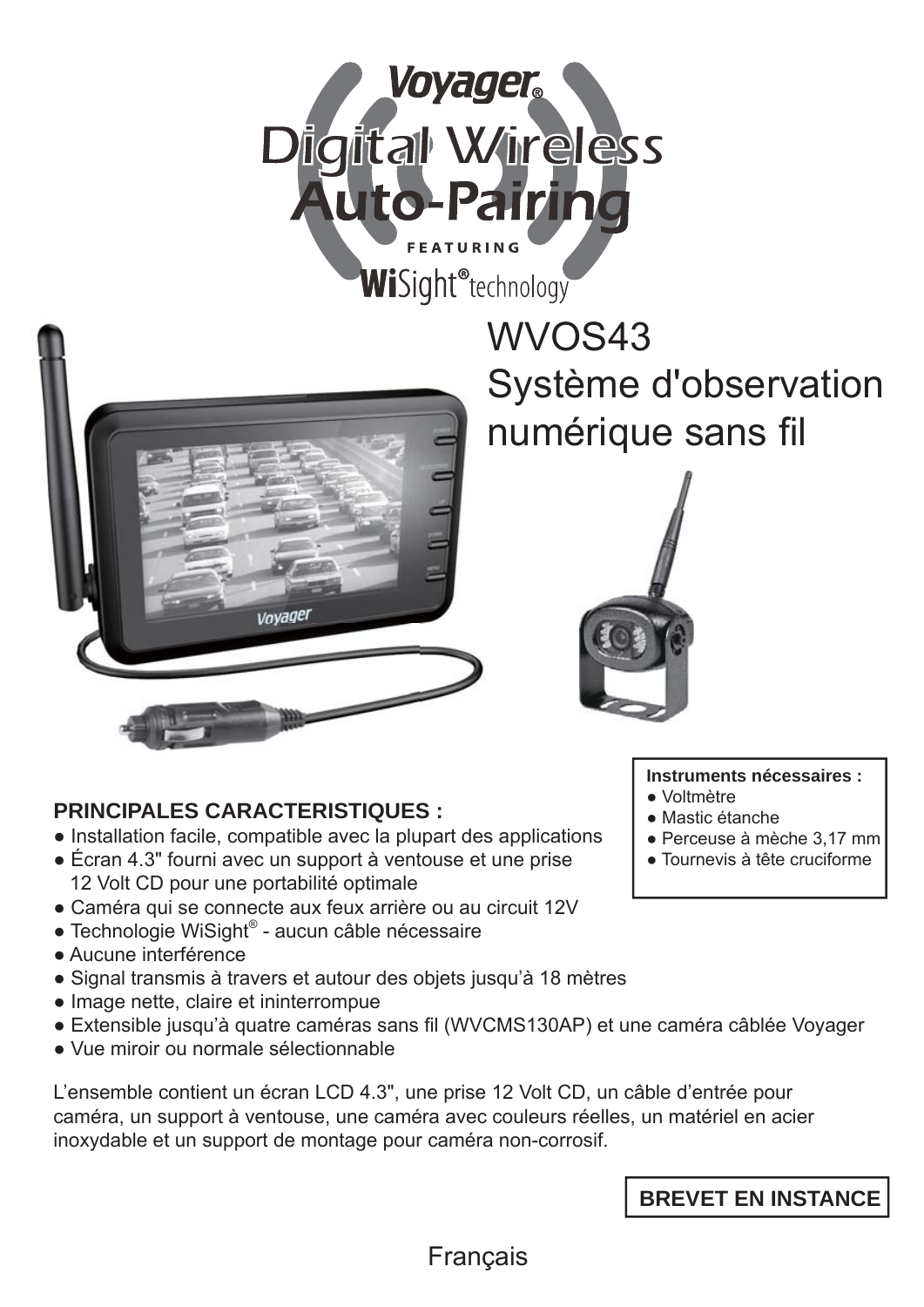Voyager®

# Digital Wireless Auto-Pairing

FEATURING

WiSight® technology

# WVOS43 Système d'observation numérique sans fil

**Instruments nécessaires :**

- Voltmètre
- Mastic étanche
- Perceuse à mèche 3,17 mm
- Tournevis à tête cruciforme

## PRINCIPALES CARACTERISTIQUES :

- Installation facile, compatible avec la plupart des applications
- Écran 4.3" fourni avec un support à ventouse et une prise 12 Volt CD pour une portabilité optimale
- Caméra qui se connecte aux feux arrière ou au circuit 12V
- Technologie WiSight® - aucun câble nécessaire
- Aucune interférence
- Signal transmis à travers et autour des objets jusqu'à 18 mètres
- Image nette, claire et ininterrompue
- Extensible jusqu'à quatre caméras sans fil (WVCMS130AP) et une caméra câblée Voyager
- Vue miroir ou normale sélectionnable

L'ensemble contient un écran LCD 4.3", une prise 12 Volt CD, un câble d'entrée pour caméra, un support à ventouse, une caméra avec couleurs réelles, un matériel en acier inoxydable et un support de montage pour caméra non-corrosif.

**BREVET EN INSTANCE**

Français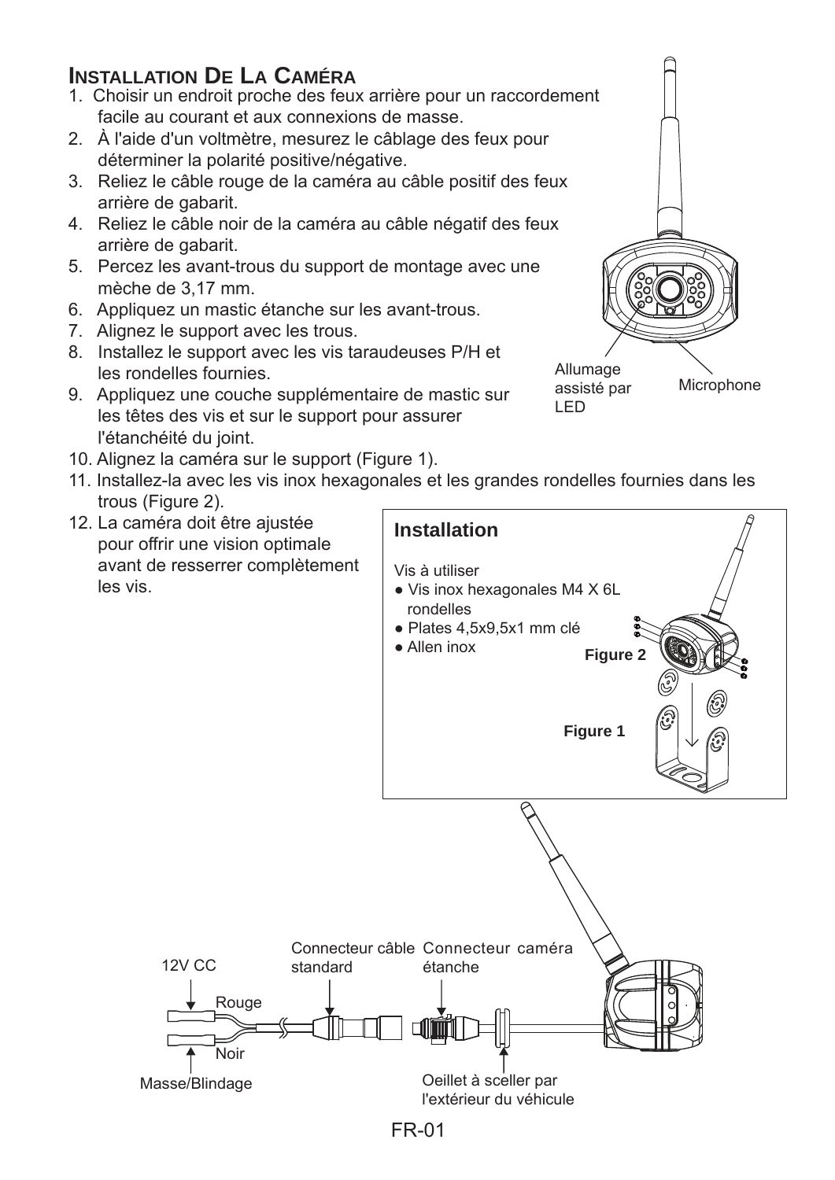## Installation De La Caméra

1. Choisir un endroit proche des feux arrière pour un raccordement facile au courant et aux connexions de masse.
2. À l'aide d'un voltmètre, mesurez le câblage des feux pour déterminer la polarité positive/négative.
3. Reliez le câble rouge de la caméra au câble positif des feux arrière de gabarit.
4. Reliez le câble noir de la caméra au câble négatif des feux arrière de gabarit.
5. Percez les avant-trous du support de montage avec une mèche de 3,17 mm.
6. Appliquez un mastic étanche sur les avant-trous.
7. Alignez le support avec les trous.
8. Installez le support avec les vis taraudeuses P/H et les rondelles fournies.
9. Appliquez une couche supplémentaire de mastic sur les têtes des vis et sur le support pour assurer l'étanchéité du joint.
10. Alignez la caméra sur le support (Figure 1).
11. Installez-la avec les vis inox hexagonales et les grandes rondelles fournies dans les trous (Figure 2).
12. La caméra doit être ajustée pour offrir une vision optimale avant de resserrer complètement les vis.

Allumage assisté par LED

Microphone

**Installation**

Vis à utiliser

- Vis inox hexagonales M4 X 6L rondelles
- Plates 4,5x9,5x1 mm clé
- Allen inox

**Figure 2**

**Figure 1**

12V CC

Rouge

Noir

Masse/Blindage

Connecteur câble standard

Connecteur caméra étanche

Oeillet à sceller par l'extérieur du véhicule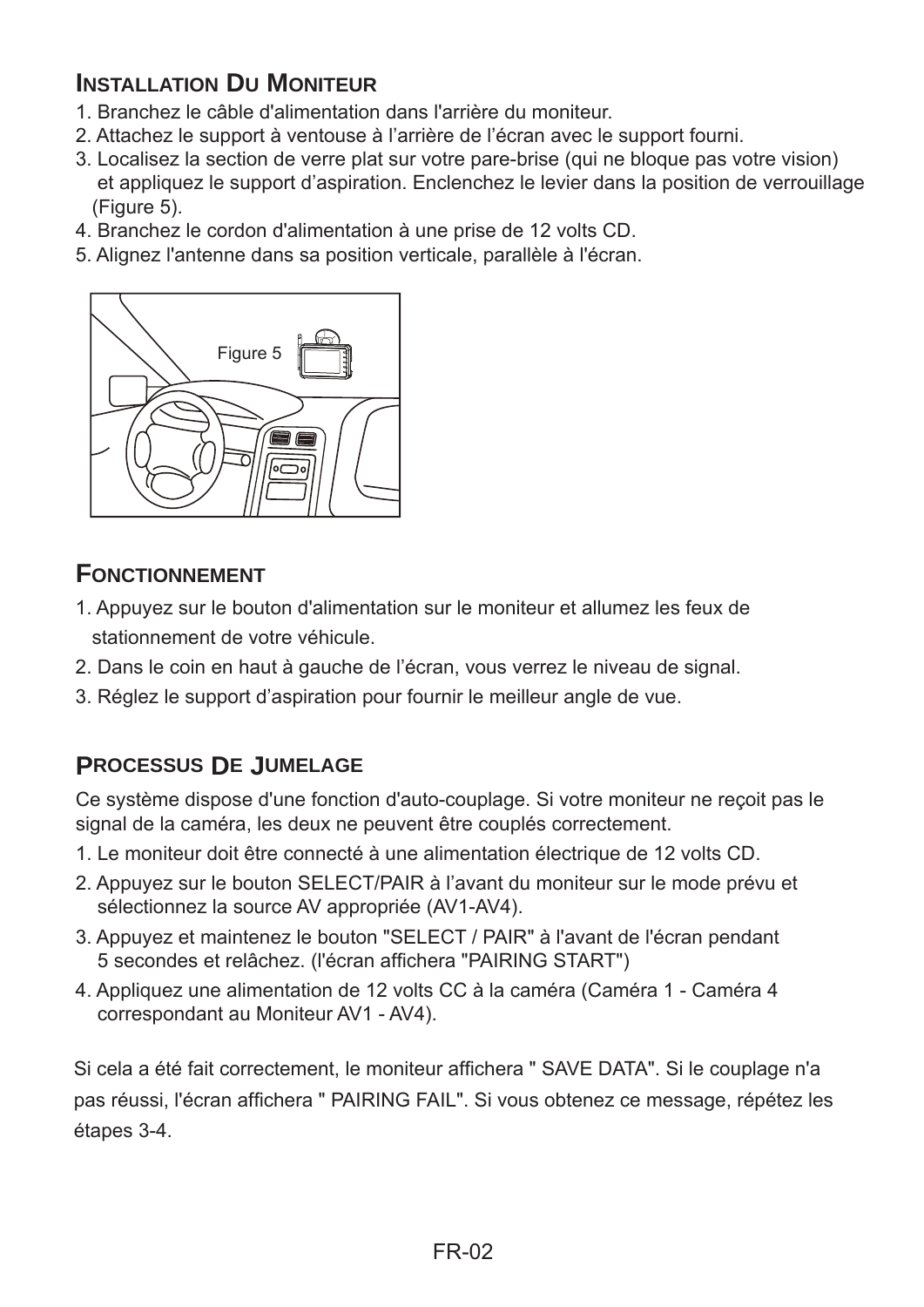## Installation Du Moniteur

1. Branchez le câble d'alimentation dans l'arrière du moniteur.
2. Attachez le support à ventouse à l’arrière de l’écran avec le support fourni.
3. Localisez la section de verre plat sur votre pare-brise (qui ne bloque pas votre vision) et appliquez le support d’aspiration. Enclenchez le levier dans la position de verrouillage (Figure 5).
4. Branchez le cordon d'alimentation à une prise de 12 volts CD.
5. Alignez l'antenne dans sa position verticale, parallèle à l'écran.

Figure 5

## Fonctionnement

1. Appuyez sur le bouton d'alimentation sur le moniteur et allumez les feux de stationnement de votre véhicule.
2. Dans le coin en haut à gauche de l’écran, vous verrez le niveau de signal.
3. Réglez le support d’aspiration pour fournir le meilleur angle de vue.

## Processus De Jumelage

Ce système dispose d'une fonction d'auto-couplage. Si votre moniteur ne reçoit pas le signal de la caméra, les deux ne peuvent être couplés correctement.

1. Le moniteur doit être connecté à une alimentation électrique de 12 volts CD.
2. Appuyez sur le bouton SELECT/PAIR à l’avant du moniteur sur le mode prévu et sélectionnez la source AV appropriée (AV1-AV4).
3. Appuyez et maintenez le bouton "SELECT / PAIR" à l'avant de l'écran pendant 5 secondes et relâchez. (l'écran affichera "PAIRING START")
4. Appliquez une alimentation de 12 volts CC à la caméra (Caméra 1 - Caméra 4 correspondant au Moniteur AV1 - AV4).

Si cela a été fait correctement, le moniteur affichera " SAVE DATA". Si le couplage n'a pas réussi, l'écran affichera " PAIRING FAIL". Si vous obtenez ce message, répétez les étapes 3-4.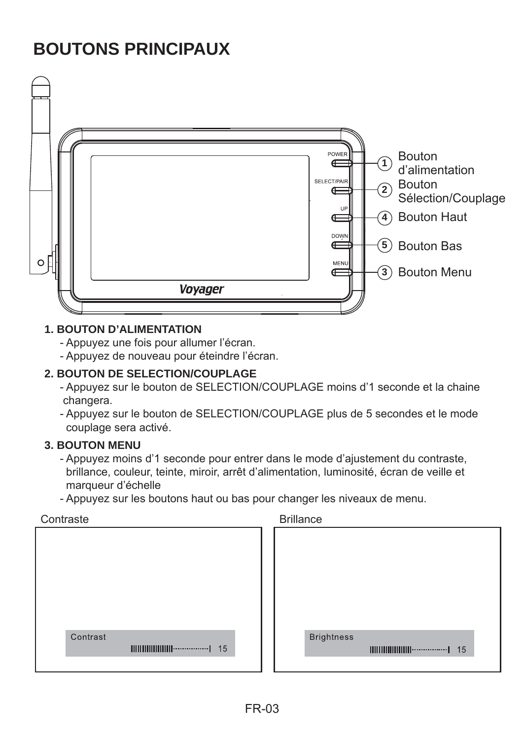# BOUTONS PRINCIPAUX

1. Bouton d'alimentation
2. Bouton Sélection/Couplage
3. Bouton Menu
4. Bouton Haut
5. Bouton Bas

**1. BOUTON D'ALIMENTATION**

- Appuyez une fois pour allumer l'écran.
- Appuyez de nouveau pour éteindre l'écran.

**2. BOUTON DE SELECTION/COUPLAGE**

- Appuyez sur le bouton de SELECTION/COUPLAGE moins d'1 seconde et la chaine changera.
- Appuyez sur le bouton de SELECTION/COUPLAGE plus de 5 secondes et le mode couplage sera activé.

**3. BOUTON MENU**

- Appuyez moins d'1 seconde pour entrer dans le mode d'ajustement du contraste, brillance, couleur, teinte, miroir, arrêt d'alimentation, luminosité, écran de veille et marqueur d'échelle
- Appuyez sur les boutons haut ou bas pour changer les niveaux de menu.

Contraste

Contrast 15

Brillance

Brightness 15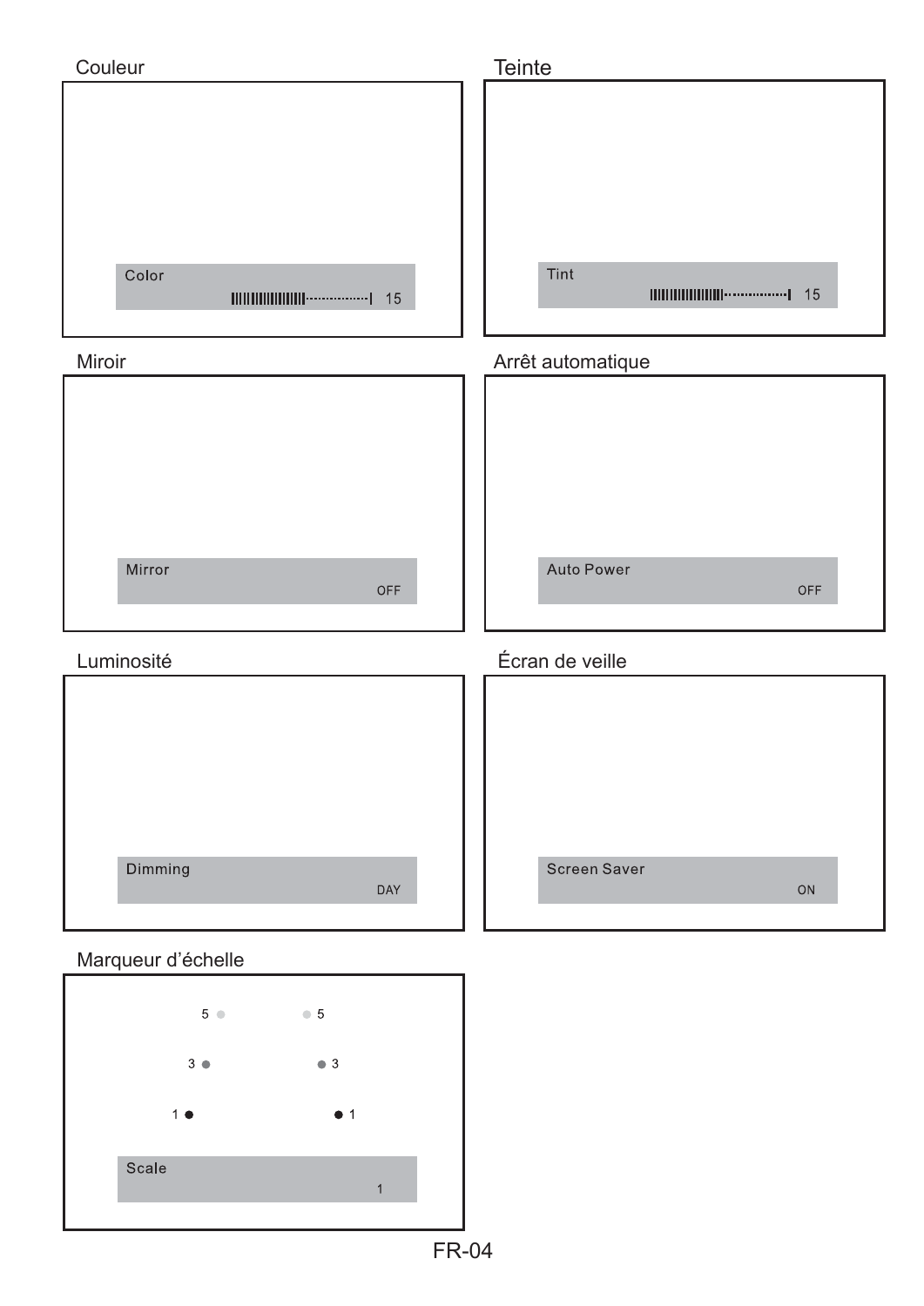## Couleur

Color
15

## Teinte

Tint
15

## Miroir

Mirror
OFF

## Arrêt automatique

Auto Power
OFF

## Luminosité

Dimming
DAY

## Écran de veille

Screen Saver
ON

## Marqueur d’échelle

5 5

3 3

1 1

Scale
1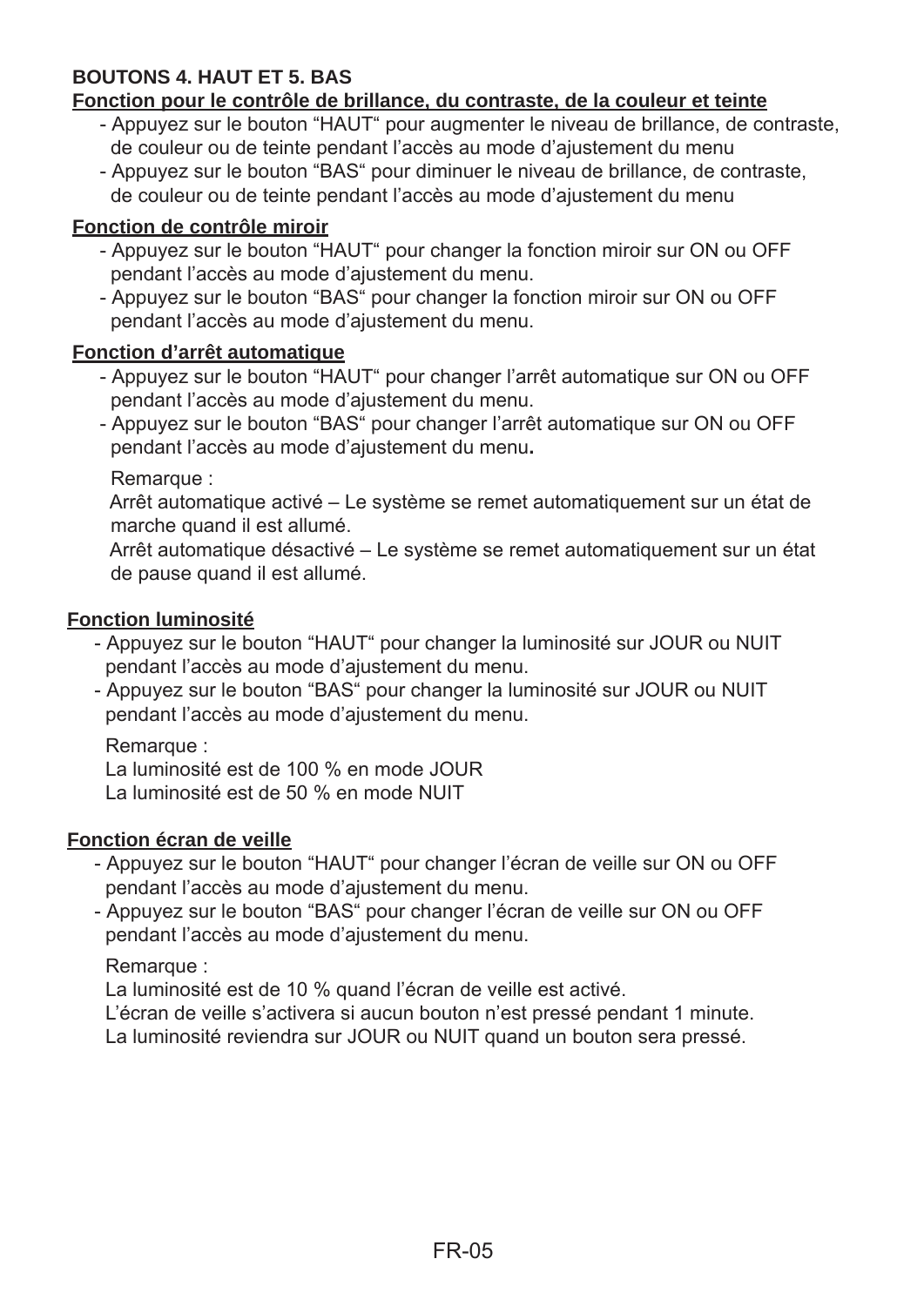**BOUTONS 4. HAUT ET 5. BAS**

**Fonction pour le contrôle de brillance, du contraste, de la couleur et teinte**

- Appuyez sur le bouton “HAUT“ pour augmenter le niveau de brillance, de contraste, de couleur ou de teinte pendant l’accès au mode d’ajustement du menu
- Appuyez sur le bouton “BAS“ pour diminuer le niveau de brillance, de contraste, de couleur ou de teinte pendant l’accès au mode d’ajustement du menu

**Fonction de contrôle miroir**

- Appuyez sur le bouton “HAUT“ pour changer la fonction miroir sur ON ou OFF pendant l’accès au mode d’ajustement du menu.
- Appuyez sur le bouton “BAS“ pour changer la fonction miroir sur ON ou OFF pendant l’accès au mode d’ajustement du menu.

**Fonction d’arrêt automatique**

- Appuyez sur le bouton “HAUT“ pour changer l’arrêt automatique sur ON ou OFF pendant l’accès au mode d’ajustement du menu.
- Appuyez sur le bouton “BAS“ pour changer l’arrêt automatique sur ON ou OFF pendant l’accès au mode d’ajustement du menu.

Remarque :
Arrêt automatique activé – Le système se remet automatiquement sur un état de marche quand il est allumé.
Arrêt automatique désactivé – Le système se remet automatiquement sur un état de pause quand il est allumé.

**Fonction luminosité**

- Appuyez sur le bouton “HAUT“ pour changer la luminosité sur JOUR ou NUIT pendant l’accès au mode d’ajustement du menu.
- Appuyez sur le bouton “BAS“ pour changer la luminosité sur JOUR ou NUIT pendant l’accès au mode d’ajustement du menu.

Remarque :
La luminosité est de 100 % en mode JOUR
La luminosité est de 50 % en mode NUIT

**Fonction écran de veille**

- Appuyez sur le bouton “HAUT“ pour changer l’écran de veille sur ON ou OFF pendant l’accès au mode d’ajustement du menu.
- Appuyez sur le bouton “BAS“ pour changer l’écran de veille sur ON ou OFF pendant l’accès au mode d’ajustement du menu.

Remarque :
La luminosité est de 10 % quand l’écran de veille est activé.
L’écran de veille s’activera si aucun bouton n’est pressé pendant 1 minute.
La luminosité reviendra sur JOUR ou NUIT quand un bouton sera pressé.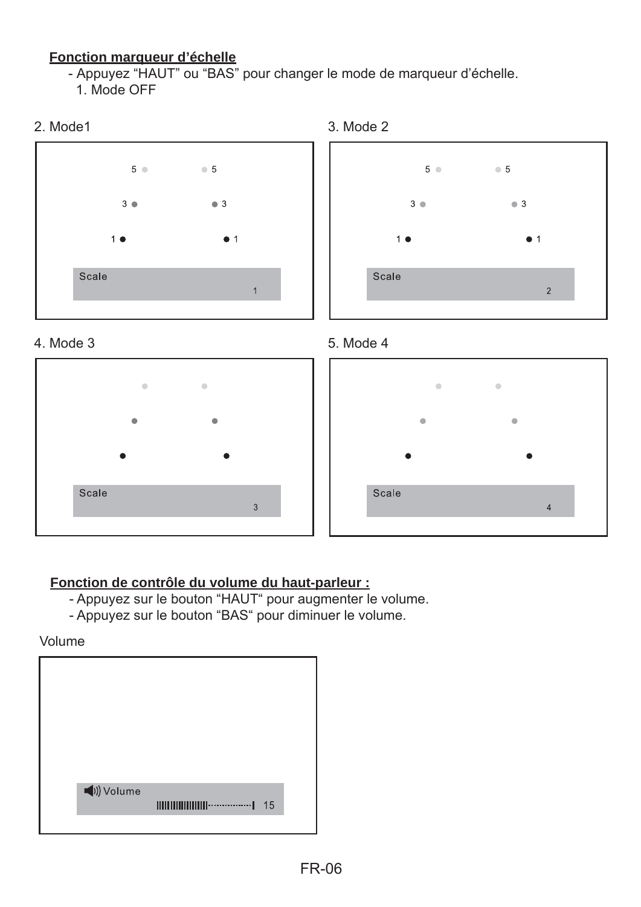**Fonction marqueur d'échelle**

- Appuyez "HAUT" ou "BAS" pour changer le mode de marqueur d'échelle.
  1. Mode OFF

2. Mode1

5 5

3 3

1 1

Scale 1

3. Mode 2

5 5

3 3

1 1

Scale 2

4. Mode 3

Scale 3

5. Mode 4

Scale 4

**Fonction de contrôle du volume du haut-parleur :**

- Appuyez sur le bouton "HAUT" pour augmenter le volume.
- Appuyez sur le bouton "BAS" pour diminuer le volume.

Volume

Volume 15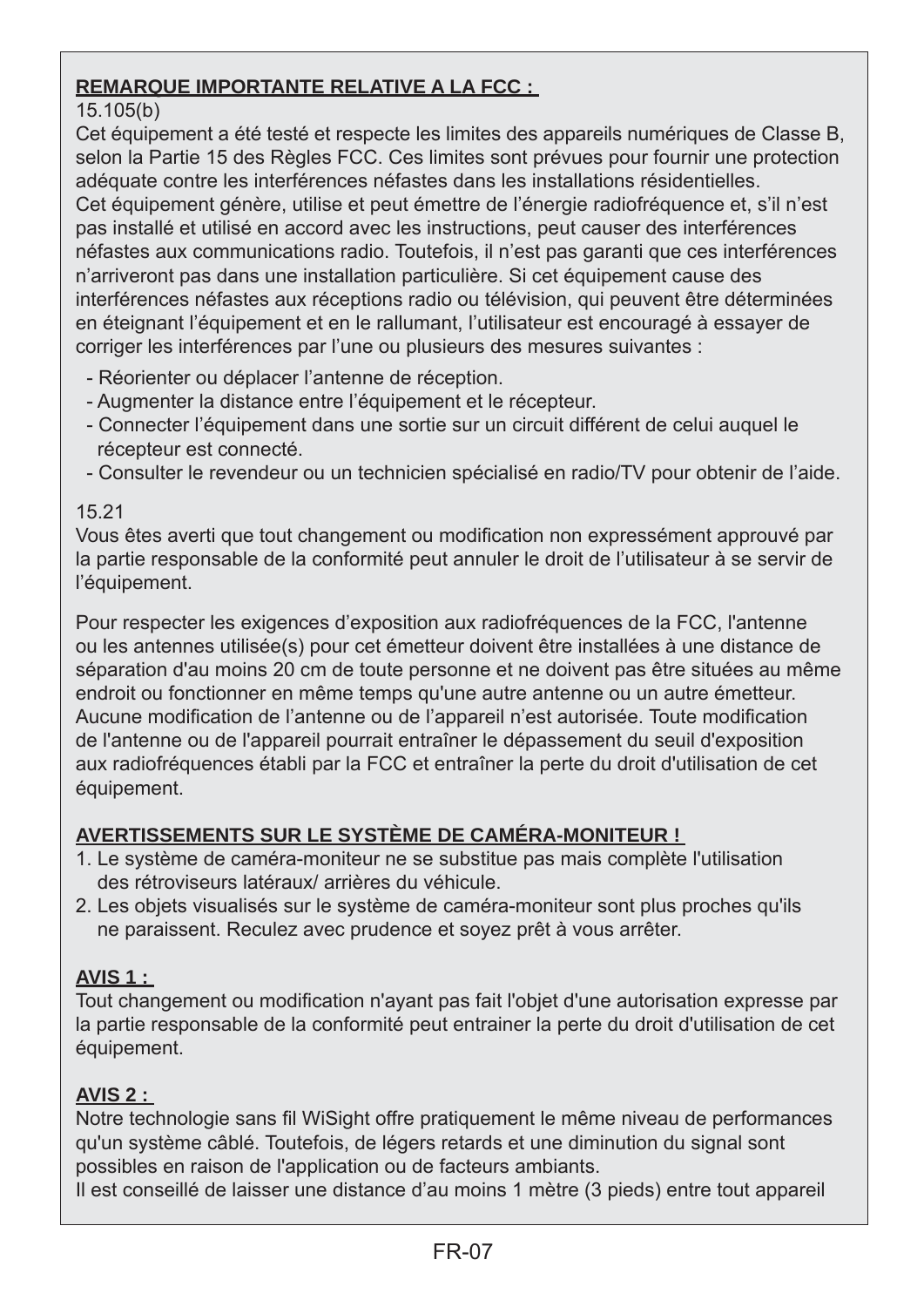**REMARQUE IMPORTANTE RELATIVE A LA FCC :**

15.105(b)

Cet équipement a été testé et respecte les limites des appareils numériques de Classe B, selon la Partie 15 des Règles FCC. Ces limites sont prévues pour fournir une protection adéquate contre les interférences néfastes dans les installations résidentielles.

Cet équipement génère, utilise et peut émettre de l'énergie radiofréquence et, s'il n'est pas installé et utilisé en accord avec les instructions, peut causer des interférences néfastes aux communications radio. Toutefois, il n'est pas garanti que ces interférences n'arriveront pas dans une installation particulière. Si cet équipement cause des interférences néfastes aux réceptions radio ou télévision, qui peuvent être déterminées en éteignant l'équipement et en le rallumant, l'utilisateur est encouragé à essayer de corriger les interférences par l'une ou plusieurs des mesures suivantes :

- Réorienter ou déplacer l'antenne de réception.
- Augmenter la distance entre l'équipement et le récepteur.
- Connecter l'équipement dans une sortie sur un circuit différent de celui auquel le récepteur est connecté.
- Consulter le revendeur ou un technicien spécialisé en radio/TV pour obtenir de l'aide.

15.21

Vous êtes averti que tout changement ou modification non expressément approuvé par la partie responsable de la conformité peut annuler le droit de l'utilisateur à se servir de l'équipement.

Pour respecter les exigences d'exposition aux radiofréquences de la FCC, l'antenne ou les antennes utilisée(s) pour cet émetteur doivent être installées à une distance de séparation d'au moins 20 cm de toute personne et ne doivent pas être situées au même endroit ou fonctionner en même temps qu'une autre antenne ou un autre émetteur. Aucune modification de l'antenne ou de l'appareil n'est autorisée. Toute modification de l'antenne ou de l'appareil pourrait entraîner le dépassement du seuil d'exposition aux radiofréquences établi par la FCC et entraîner la perte du droit d'utilisation de cet équipement.

**AVERTISSEMENTS SUR LE SYSTÈME DE CAMÉRA-MONITEUR !**

1. Le système de caméra-moniteur ne se substitue pas mais complète l'utilisation des rétroviseurs latéraux/ arrières du véhicule.
2. Les objets visualisés sur le système de caméra-moniteur sont plus proches qu'ils ne paraissent. Reculez avec prudence et soyez prêt à vous arrêter.

**AVIS 1 :**

Tout changement ou modification n'ayant pas fait l'objet d'une autorisation expresse par la partie responsable de la conformité peut entrainer la perte du droit d'utilisation de cet équipement.

**AVIS 2 :**

Notre technologie sans fil WiSight offre pratiquement le même niveau de performances qu'un système câblé. Toutefois, de légers retards et une diminution du signal sont possibles en raison de l'application ou de facteurs ambiants.

Il est conseillé de laisser une distance d'au moins 1 mètre (3 pieds) entre tout appareil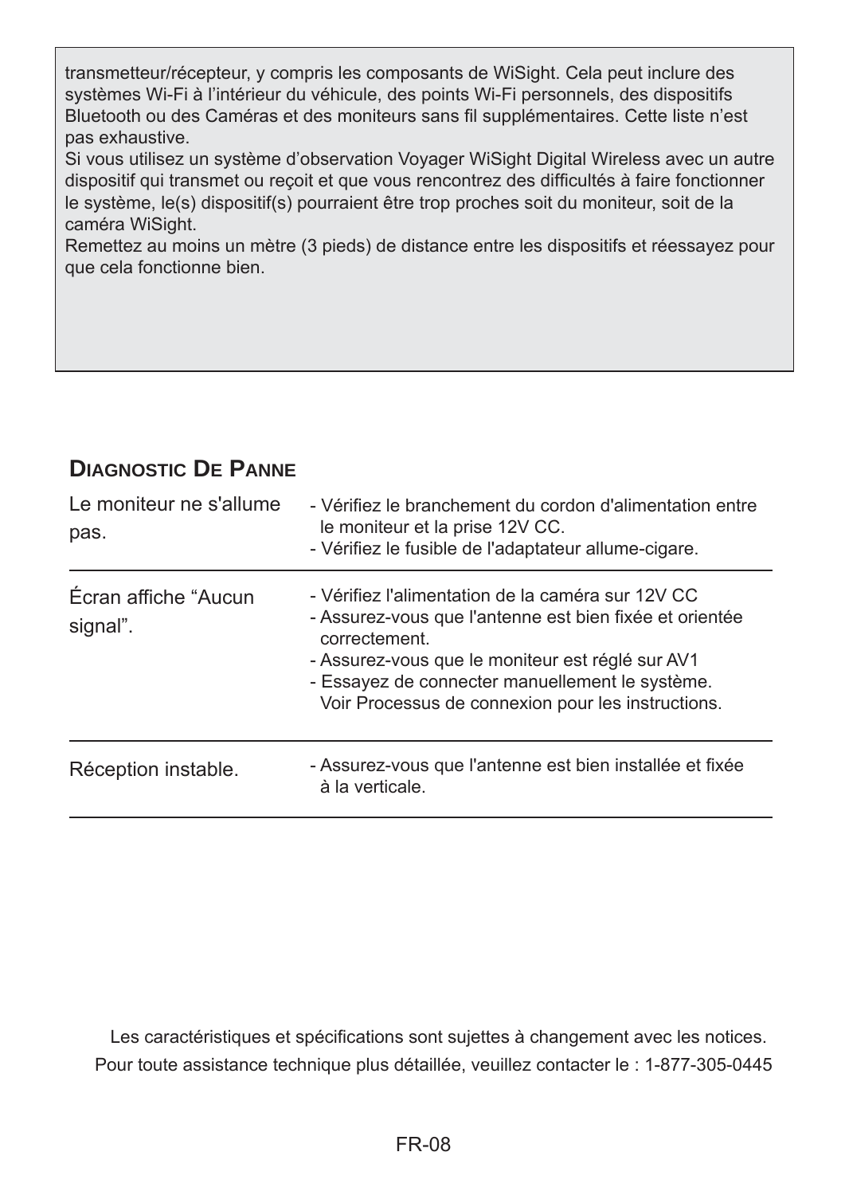transmetteur/récepteur, y compris les composants de WiSight. Cela peut inclure des systèmes Wi-Fi à l'intérieur du véhicule, des points Wi-Fi personnels, des dispositifs Bluetooth ou des Caméras et des moniteurs sans fil supplémentaires. Cette liste n'est pas exhaustive.

Si vous utilisez un système d'observation Voyager WiSight Digital Wireless avec un autre dispositif qui transmet ou reçoit et que vous rencontrez des difficultés à faire fonctionner le système, le(s) dispositif(s) pourraient être trop proches soit du moniteur, soit de la caméra WiSight.

Remettez au moins un mètre (3 pieds) de distance entre les dispositifs et réessayez pour que cela fonctionne bien.

## Diagnostic De Panne

| | |
|---|---|
| Le moniteur ne s'allume pas. | - Vérifiez le branchement du cordon d'alimentation entre le moniteur et la prise 12V CC.<br>- Vérifiez le fusible de l'adaptateur allume-cigare. |
| Écran affiche "Aucun signal". | - Vérifiez l'alimentation de la caméra sur 12V CC<br>- Assurez-vous que l'antenne est bien fixée et orientée correctement.<br>- Assurez-vous que le moniteur est réglé sur AV1<br>- Essayez de connecter manuellement le système. Voir Processus de connexion pour les instructions. |
| Réception instable. | - Assurez-vous que l'antenne est bien installée et fixée à la verticale. |

Les caractéristiques et spécifications sont sujettes à changement avec les notices.

Pour toute assistance technique plus détaillée, veuillez contacter le : 1-877-305-0445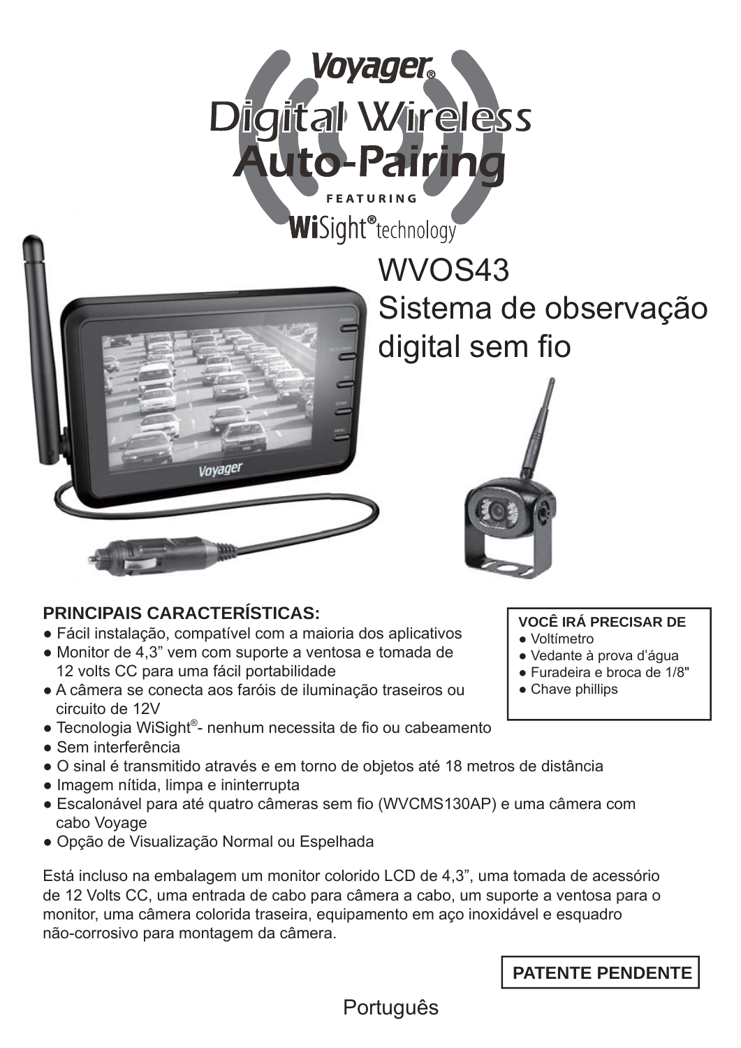Voyager®

# Digital Wireless Auto-Pairing

FEATURING

WiSight® technology

# WVOS43 Sistema de observação digital sem fio

**PRINCIPAIS CARACTERÍSTICAS:**

- Fácil instalação, compatível com a maioria dos aplicativos
- Monitor de 4,3” vem com suporte a ventosa e tomada de 12 volts CC para uma fácil portabilidade
- A câmera se conecta aos faróis de iluminação traseiros ou circuito de 12V
- Tecnologia WiSight®- nenhum necessita de fio ou cabeamento
- Sem interferência
- O sinal é transmitido através e em torno de objetos até 18 metros de distância
- Imagem nítida, limpa e ininterrupta
- Escalonável para até quatro câmeras sem fio (WVCMS130AP) e uma câmera com cabo Voyage
- Opção de Visualização Normal ou Espelhada

**VOCÊ IRÁ PRECISAR DE**

- Voltímetro
- Vedante à prova d’água
- Furadeira e broca de 1/8"
- Chave phillips

Está incluso na embalagem um monitor colorido LCD de 4,3”, uma tomada de acessório de 12 Volts CC, uma entrada de cabo para câmera a cabo, um suporte a ventosa para o monitor, uma câmera colorida traseira, equipamento em aço inoxidável e esquadro não-corrosivo para montagem da câmera.

**PATENTE PENDENTE**

Português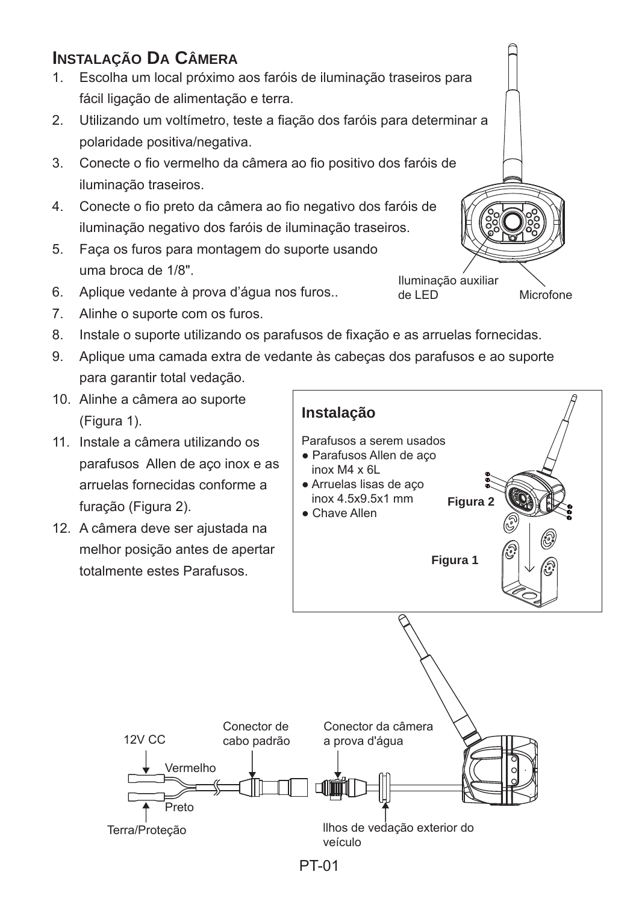## Instalação Da Câmera

1. Escolha um local próximo aos faróis de iluminação traseiros para fácil ligação de alimentação e terra.
2. Utilizando um voltímetro, teste a fiação dos faróis para determinar a polaridade positiva/negativa.
3. Conecte o fio vermelho da câmera ao fio positivo dos faróis de iluminação traseiros.
4. Conecte o fio preto da câmera ao fio negativo dos faróis de iluminação negativo dos faróis de iluminação traseiros.
5. Faça os furos para montagem do suporte usando uma broca de 1/8".
6. Aplique vedante à prova d'água nos furos..
7. Alinhe o suporte com os furos.
8. Instale o suporte utilizando os parafusos de fixação e as arruelas fornecidas.
9. Aplique uma camada extra de vedante às cabeças dos parafusos e ao suporte para garantir total vedação.
10. Alinhe a câmera ao suporte (Figura 1).
11. Instale a câmera utilizando os parafusos Allen de aço inox e as arruelas fornecidas conforme a furação (Figura 2).
12. A câmera deve ser ajustada na melhor posição antes de apertar totalmente estes Parafusos.

Iluminação auxiliar de LED

Microfone

**Instalação**

Parafusos a serem usados

- Parafusos Allen de aço inox M4 x 6L
- Arruelas lisas de aço inox 4.5x9.5x1 mm
- Chave Allen

**Figura 2**

**Figura 1**

12V CC

Vermelho

Preto

Terra/Proteção

Conector de cabo padrão

Conector da câmera a prova d'água

Ilhos de vedação exterior do veículo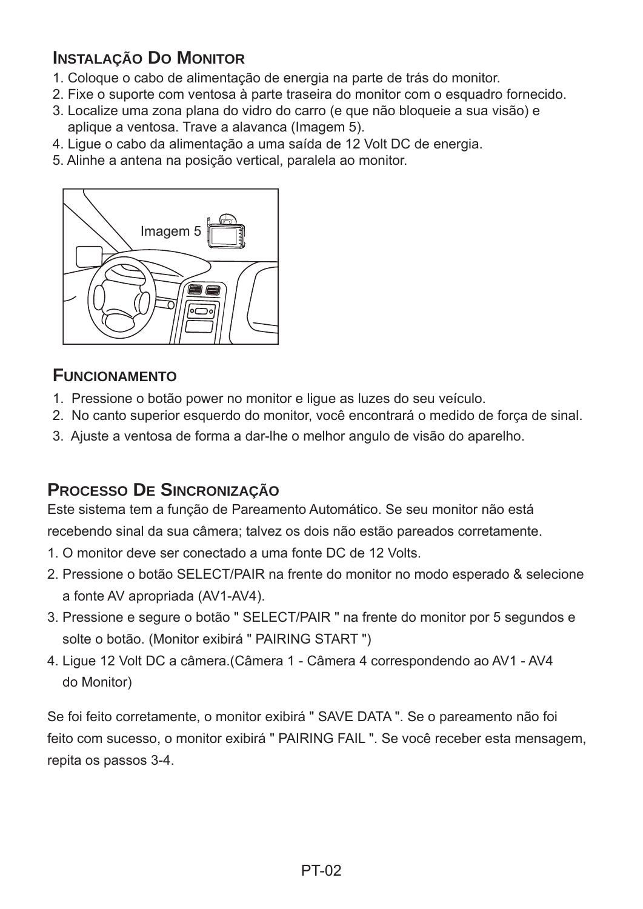## Instalação Do Monitor

1. Coloque o cabo de alimentação de energia na parte de trás do monitor.
2. Fixe o suporte com ventosa à parte traseira do monitor com o esquadro fornecido.
3. Localize uma zona plana do vidro do carro (e que não bloqueie a sua visão) e aplique a ventosa. Trave a alavanca (Imagem 5).
4. Ligue o cabo da alimentação a uma saída de 12 Volt DC de energia.
5. Alinhe a antena na posição vertical, paralela ao monitor.

Imagem 5

## Funcionamento

1. Pressione o botão power no monitor e ligue as luzes do seu veículo.
2. No canto superior esquerdo do monitor, você encontrará o medido de força de sinal.
3. Ajuste a ventosa de forma a dar-lhe o melhor angulo de visão do aparelho.

## Processo De Sincronização

Este sistema tem a função de Pareamento Automático. Se seu monitor não está recebendo sinal da sua câmera; talvez os dois não estão pareados corretamente.

1. O monitor deve ser conectado a uma fonte DC de 12 Volts.
2. Pressione o botão SELECT/PAIR na frente do monitor no modo esperado & selecione a fonte AV apropriada (AV1-AV4).
3. Pressione e segure o botão " SELECT/PAIR " na frente do monitor por 5 segundos e solte o botão. (Monitor exibirá " PAIRING START ")
4. Ligue 12 Volt DC a câmera.(Câmera 1 - Câmera 4 correspondendo ao AV1 - AV4 do Monitor)

Se foi feito corretamente, o monitor exibirá " SAVE DATA ". Se o pareamento não foi feito com sucesso, o monitor exibirá " PAIRING FAIL ". Se você receber esta mensagem, repita os passos 3-4.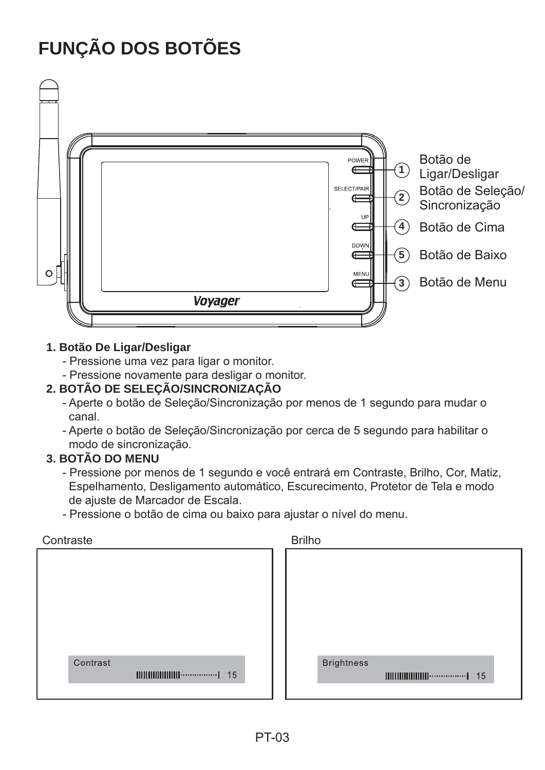# FUNÇÃO DOS BOTÕES

1. Botão de Ligar/Desligar
2. Botão de Seleção/ Sincronização
4. Botão de Cima
5. Botão de Baixo
3. Botão de Menu

**1. Botão De Ligar/Desligar**

- Pressione uma vez para ligar o monitor.
- Pressione novamente para desligar o monitor.

**2. BOTÃO DE SELEÇÃO/SINCRONIZAÇÃO**

- Aperte o botão de Seleção/Sincronização por menos de 1 segundo para mudar o canal.
- Aperte o botão de Seleção/Sincronização por cerca de 5 segundo para habilitar o modo de sincronização.

**3. BOTÃO DO MENU**

- Pressione por menos de 1 segundo e você entrará em Contraste, Brilho, Cor, Matiz, Espelhamento, Desligamento automático, Escurecimento, Protetor de Tela e modo de ajuste de Marcador de Escala.
- Pressione o botão de cima ou baixo para ajustar o nível do menu.

Contraste

Contrast 15

Brilho

Brightness 15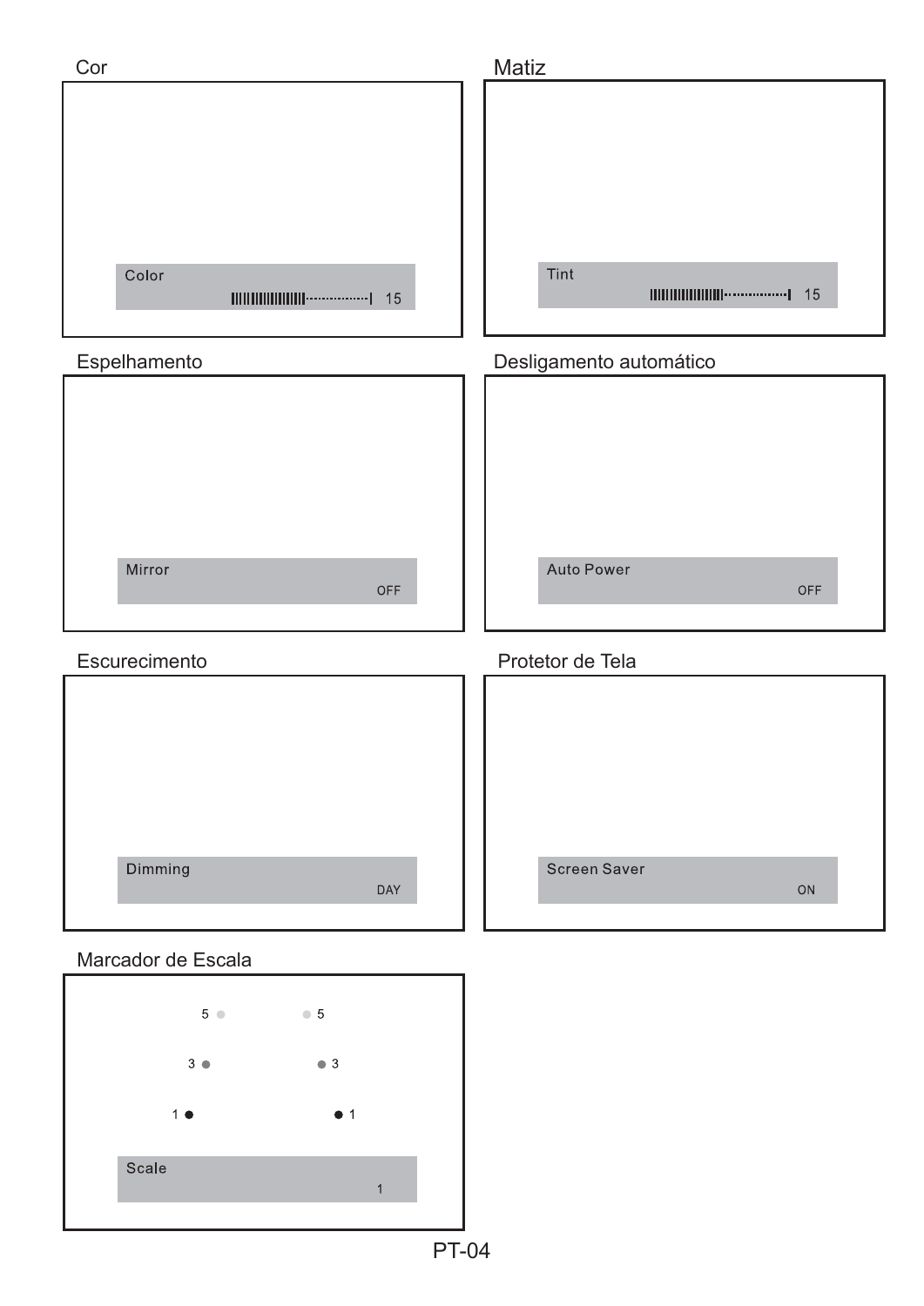## Cor

Color
15

## Matiz

Tint
15

## Espelhamento

Mirror
OFF

## Desligamento automático

Auto Power
OFF

## Escurecimento

Dimming
DAY

## Protetor de Tela

Screen Saver
ON

## Marcador de Escala

5 5

3 3

1 1

Scale
1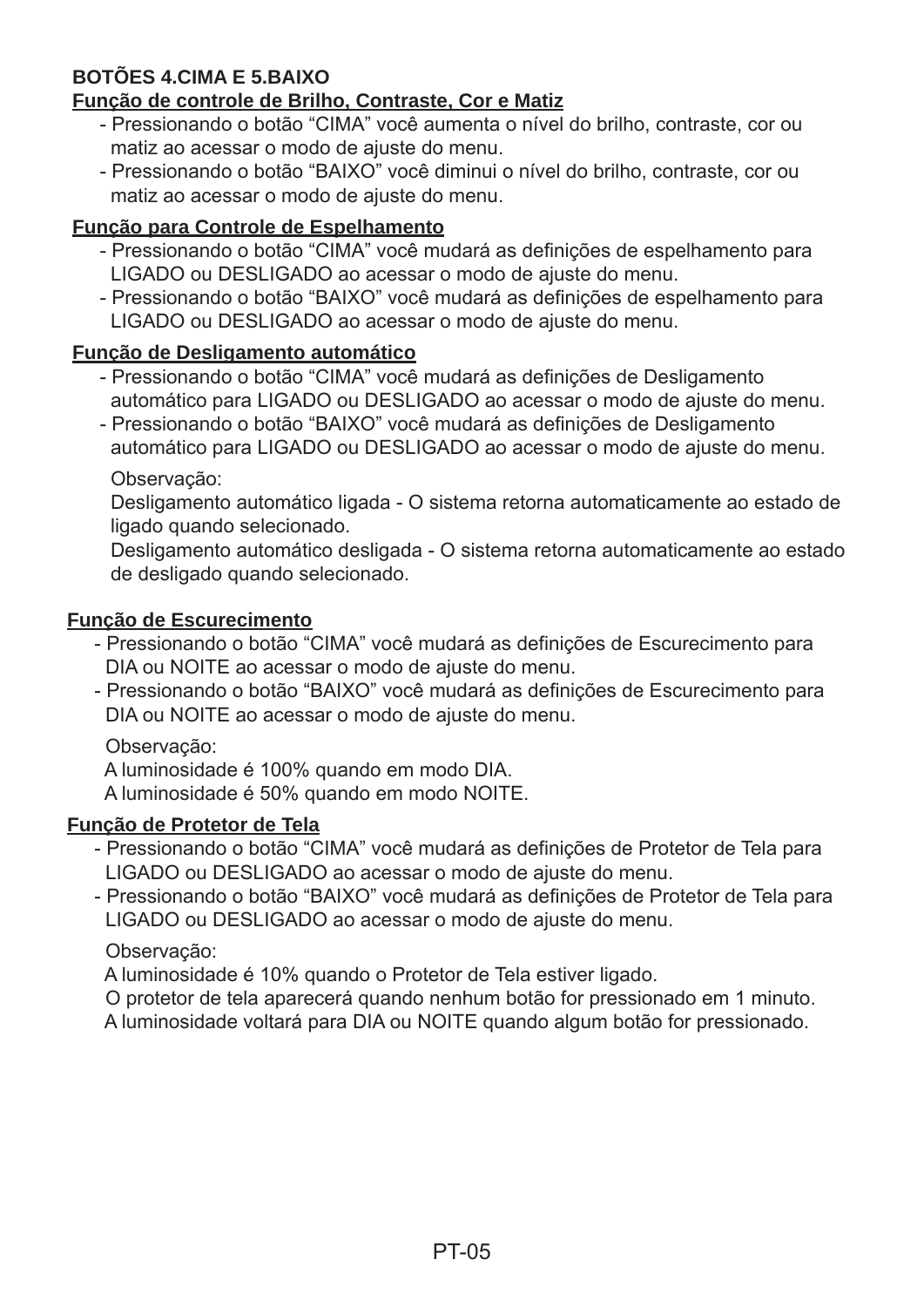## BOTÕES 4.CIMA E 5.BAIXO

**Função de controle de Brilho, Contraste, Cor e Matiz**

- Pressionando o botão “CIMA” você aumenta o nível do brilho, contraste, cor ou matiz ao acessar o modo de ajuste do menu.
- Pressionando o botão “BAIXO” você diminui o nível do brilho, contraste, cor ou matiz ao acessar o modo de ajuste do menu.

**Função para Controle de Espelhamento**

- Pressionando o botão “CIMA” você mudará as definições de espelhamento para LIGADO ou DESLIGADO ao acessar o modo de ajuste do menu.
- Pressionando o botão “BAIXO” você mudará as definições de espelhamento para LIGADO ou DESLIGADO ao acessar o modo de ajuste do menu.

**Função de Desligamento automático**

- Pressionando o botão “CIMA” você mudará as definições de Desligamento automático para LIGADO ou DESLIGADO ao acessar o modo de ajuste do menu.
- Pressionando o botão “BAIXO” você mudará as definições de Desligamento automático para LIGADO ou DESLIGADO ao acessar o modo de ajuste do menu.

Observação:
Desligamento automático ligada - O sistema retorna automaticamente ao estado de ligado quando selecionado.
Desligamento automático desligada - O sistema retorna automaticamente ao estado de desligado quando selecionado.

**Função de Escurecimento**

- Pressionando o botão “CIMA” você mudará as definições de Escurecimento para DIA ou NOITE ao acessar o modo de ajuste do menu.
- Pressionando o botão “BAIXO” você mudará as definições de Escurecimento para DIA ou NOITE ao acessar o modo de ajuste do menu.

Observação:
A luminosidade é 100% quando em modo DIA.
A luminosidade é 50% quando em modo NOITE.

**Função de Protetor de Tela**

- Pressionando o botão “CIMA” você mudará as definições de Protetor de Tela para LIGADO ou DESLIGADO ao acessar o modo de ajuste do menu.
- Pressionando o botão “BAIXO” você mudará as definições de Protetor de Tela para LIGADO ou DESLIGADO ao acessar o modo de ajuste do menu.

Observação:
A luminosidade é 10% quando o Protetor de Tela estiver ligado.
O protetor de tela aparecerá quando nenhum botão for pressionado em 1 minuto.
A luminosidade voltará para DIA ou NOITE quando algum botão for pressionado.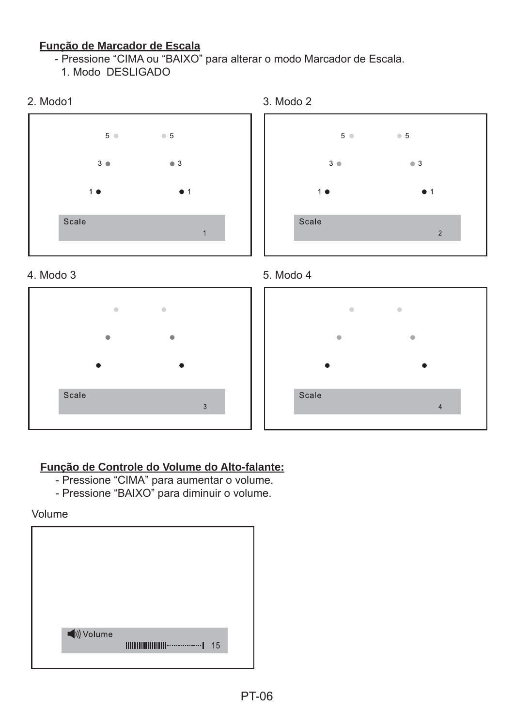**Função de Marcador de Escala**

- Pressione "CIMA ou "BAIXO" para alterar o modo Marcador de Escala.

1. Modo DESLIGADO

2. Modo1

5 5
3 3
1 1

Scale
1

3. Modo 2

5 5
3 3
1 1

Scale
2

4. Modo 3

Scale
3

5. Modo 4

Scale
4

**Função de Controle do Volume do Alto-falante:**

- Pressione "CIMA" para aumentar o volume.
- Pressione "BAIXO" para diminuir o volume.

Volume

Volume
15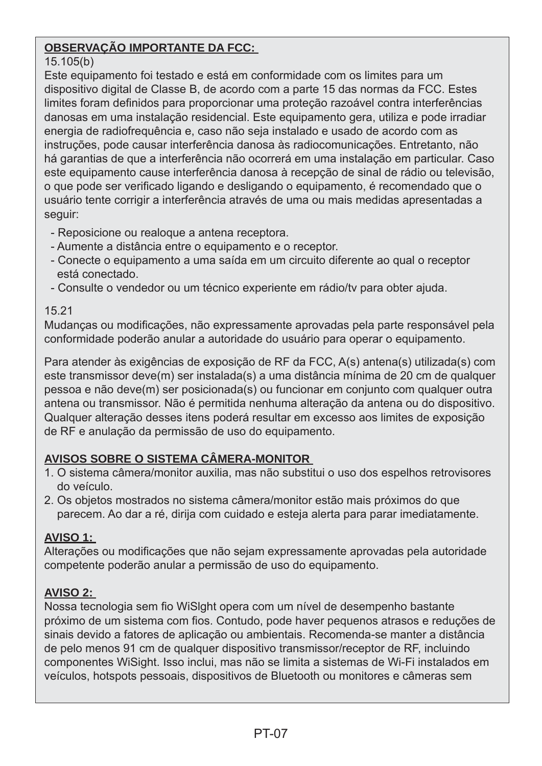**OBSERVAÇÃO IMPORTANTE DA FCC:**

15.105(b)

Este equipamento foi testado e está em conformidade com os limites para um dispositivo digital de Classe B, de acordo com a parte 15 das normas da FCC. Estes limites foram definidos para proporcionar uma proteção razoável contra interferências danosas em uma instalação residencial. Este equipamento gera, utiliza e pode irradiar energia de radiofrequência e, caso não seja instalado e usado de acordo com as instruções, pode causar interferência danosa às radiocomunicações. Entretanto, não há garantias de que a interferência não ocorrerá em uma instalação em particular. Caso este equipamento cause interferência danosa à recepção de sinal de rádio ou televisão, o que pode ser verificado ligando e desligando o equipamento, é recomendado que o usuário tente corrigir a interferência através de uma ou mais medidas apresentadas a seguir:

- Reposicione ou realoque a antena receptora.
- Aumente a distância entre o equipamento e o receptor.
- Conecte o equipamento a uma saída em um circuito diferente ao qual o receptor está conectado.
- Consulte o vendedor ou um técnico experiente em rádio/tv para obter ajuda.

15.21

Mudanças ou modificações, não expressamente aprovadas pela parte responsável pela conformidade poderão anular a autoridade do usuário para operar o equipamento.

Para atender às exigências de exposição de RF da FCC, A(s) antena(s) utilizada(s) com este transmissor deve(m) ser instalada(s) a uma distância mínima de 20 cm de qualquer pessoa e não deve(m) ser posicionada(s) ou funcionar em conjunto com qualquer outra antena ou transmissor. Não é permitida nenhuma alteração da antena ou do dispositivo. Qualquer alteração desses itens poderá resultar em excesso aos limites de exposição de RF e anulação da permissão de uso do equipamento.

**AVISOS SOBRE O SISTEMA CÂMERA-MONITOR**

1. O sistema câmera/monitor auxilia, mas não substitui o uso dos espelhos retrovisores do veículo.
2. Os objetos mostrados no sistema câmera/monitor estão mais próximos do que parecem. Ao dar a ré, dirija com cuidado e esteja alerta para parar imediatamente.

**AVISO 1:**

Alterações ou modificações que não sejam expressamente aprovadas pela autoridade competente poderão anular a permissão de uso do equipamento.

**AVISO 2:**

Nossa tecnologia sem fio WiSlght opera com um nível de desempenho bastante próximo de um sistema com fios. Contudo, pode haver pequenos atrasos e reduções de sinais devido a fatores de aplicação ou ambientais. Recomenda-se manter a distância de pelo menos 91 cm de qualquer dispositivo transmissor/receptor de RF, incluindo componentes WiSight. Isso inclui, mas não se limita a sistemas de Wi-Fi instalados em veículos, hotspots pessoais, dispositivos de Bluetooth ou monitores e câmeras sem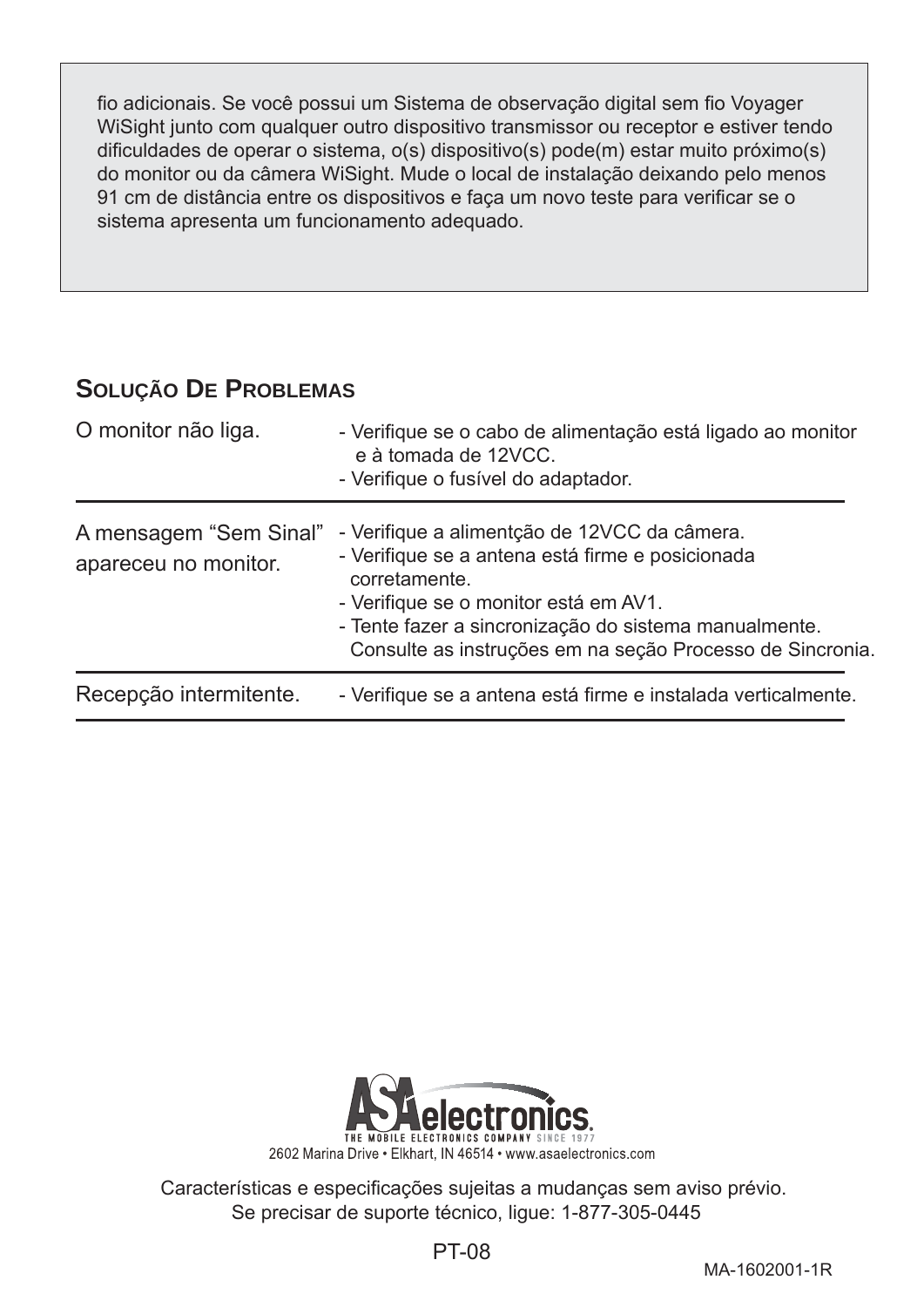fio adicionais. Se você possui um Sistema de observação digital sem fio Voyager WiSight junto com qualquer outro dispositivo transmissor ou receptor e estiver tendo dificuldades de operar o sistema, o(s) dispositivo(s) pode(m) estar muito próximo(s) do monitor ou da câmera WiSight. Mude o local de instalação deixando pelo menos 91 cm de distância entre os dispositivos e faça um novo teste para verificar se o sistema apresenta um funcionamento adequado.

## Solução De Problemas

| | |
|---|---|
| O monitor não liga. | - Verifique se o cabo de alimentação está ligado ao monitor e à tomada de 12VCC.<br>- Verifique o fusível do adaptador. |
| A mensagem “Sem Sinal” apareceu no monitor. | - Verifique a alimentção de 12VCC da câmera.<br>- Verifique se a antena está firme e posicionada corretamente.<br>- Verifique se o monitor está em AV1.<br>- Tente fazer a sincronização do sistema manualmente. Consulte as instruções em na seção Processo de Sincronia. |
| Recepção intermitente. | - Verifique se a antena está firme e instalada verticalmente. |

ASA electronics
THE MOBILE ELECTRONICS COMPANY SINCE 1977
2602 Marina Drive • Elkhart, IN 46514 • www.asaelectronics.com

Características e especificações sujeitas a mudanças sem aviso prévio.
Se precisar de suporte técnico, ligue: 1-877-305-0445

MA-1602001-1R